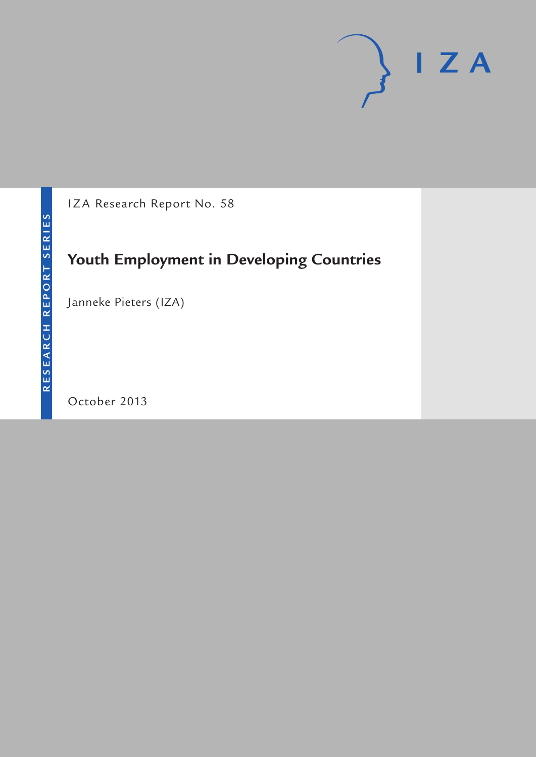IZA

RESEARCH REPORT SERIES

IZA Research Report No. 58

# Youth Employment in Developing Countries

Janneke Pieters (IZA)

October 2013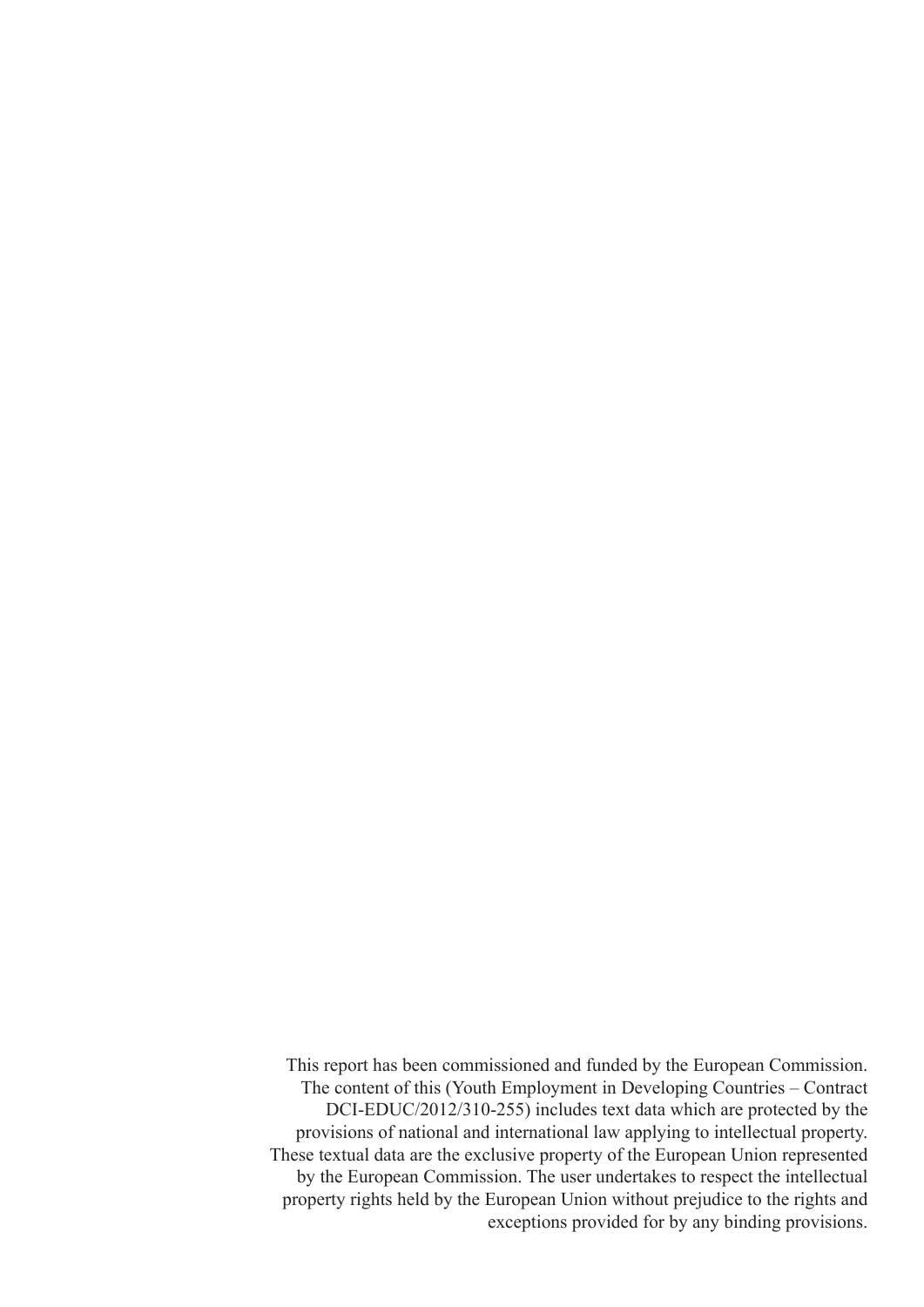This report has been commissioned and funded by the European Commission. The content of this (Youth Employment in Developing Countries – Contract DCI-EDUC/2012/310-255) includes text data which are protected by the provisions of national and international law applying to intellectual property. These textual data are the exclusive property of the European Union represented by the European Commission. The user undertakes to respect the intellectual property rights held by the European Union without prejudice to the rights and exceptions provided for by any binding provisions.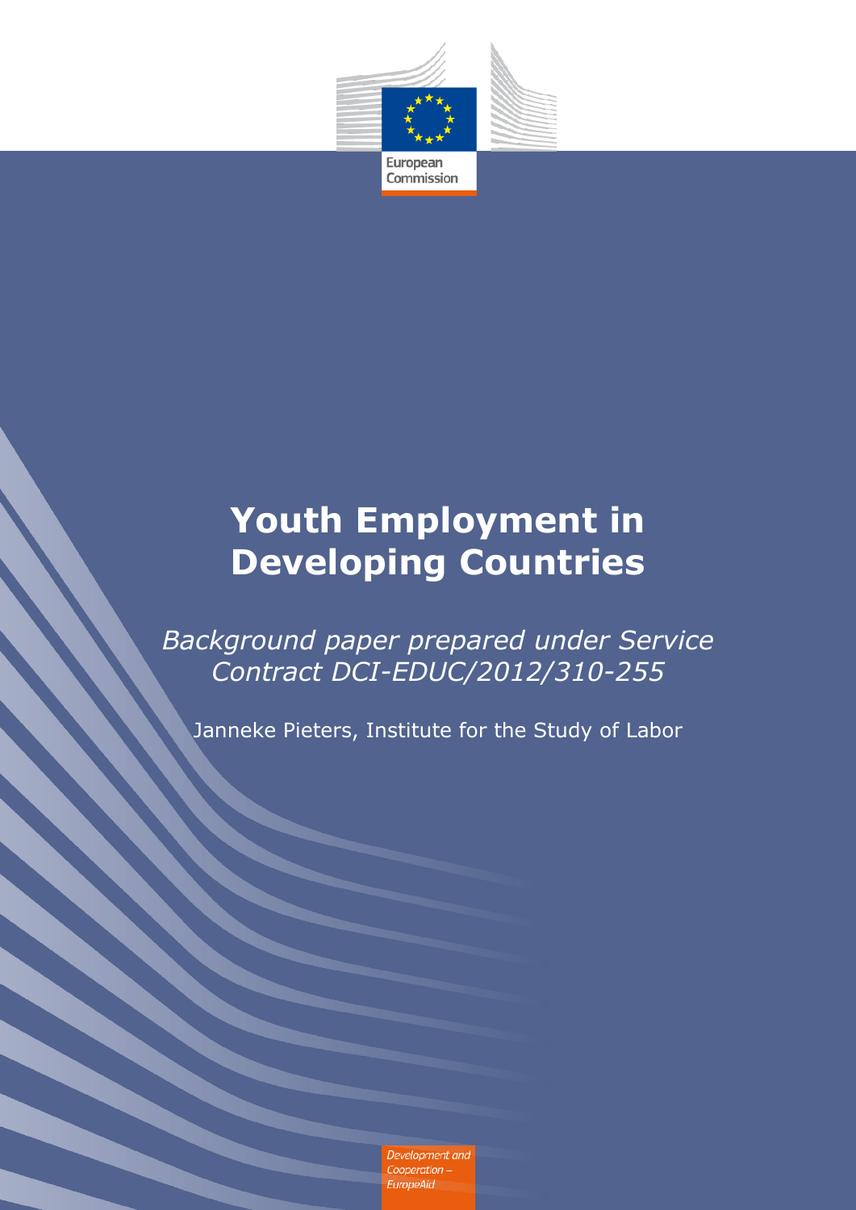European Commission

# Youth Employment in Developing Countries

*Background paper prepared under Service Contract DCI-EDUC/2012/310-255*

Janneke Pieters, Institute for the Study of Labor

*Development and Cooperation – EuropeAid*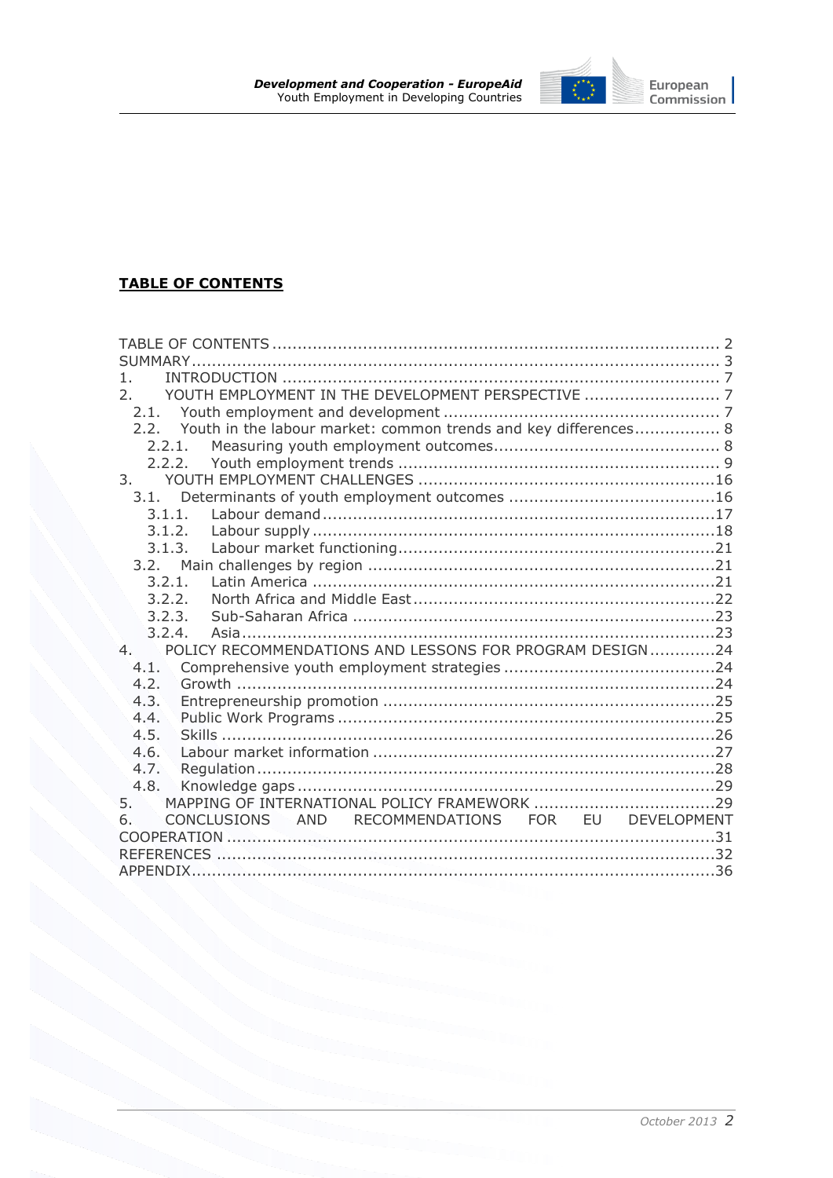## TABLE OF CONTENTS

TABLE OF CONTENTS ........................................................................................ 2
SUMMARY........................................................................................................ 3
1. INTRODUCTION ....................................................................................... 7
2. YOUTH EMPLOYMENT IN THE DEVELOPMENT PERSPECTIVE ........................... 7
  2.1. Youth employment and development ....................................................... 7
  2.2. Youth in the labour market: common trends and key differences................. 8
    2.2.1. Measuring youth employment outcomes............................................. 8
    2.2.2. Youth employment trends ................................................................ 9
3. YOUTH EMPLOYMENT CHALLENGES ...........................................................16
  3.1. Determinants of youth employment outcomes ..........................................16
    3.1.1. Labour demand..............................................................................17
    3.1.2. Labour supply ...............................................................................18
    3.1.3. Labour market functioning...............................................................21
  3.2. Main challenges by region .....................................................................21
    3.2.1. Latin America ................................................................................21
    3.2.2. North Africa and Middle East............................................................22
    3.2.3. Sub-Saharan Africa .......................................................................23
    3.2.4. Asia.............................................................................................23
4. POLICY RECOMMENDATIONS AND LESSONS FOR PROGRAM DESIGN.............24
  4.1. Comprehensive youth employment strategies ..........................................24
  4.2. Growth ...............................................................................................24
  4.3. Entrepreneurship promotion ..................................................................25
  4.4. Public Work Programs ..........................................................................25
  4.5. Skills ..................................................................................................26
  4.6. Labour market information ....................................................................27
  4.7. Regulation..........................................................................................28
  4.8. Knowledge gaps ..................................................................................29
5. MAPPING OF INTERNATIONAL POLICY FRAMEWORK ....................................29
6. CONCLUSIONS AND RECOMMENDATIONS FOR EU DEVELOPMENT COOPERATION ...............................................................................................31
REFERENCES ..................................................................................................32
APPENDIX.......................................................................................................36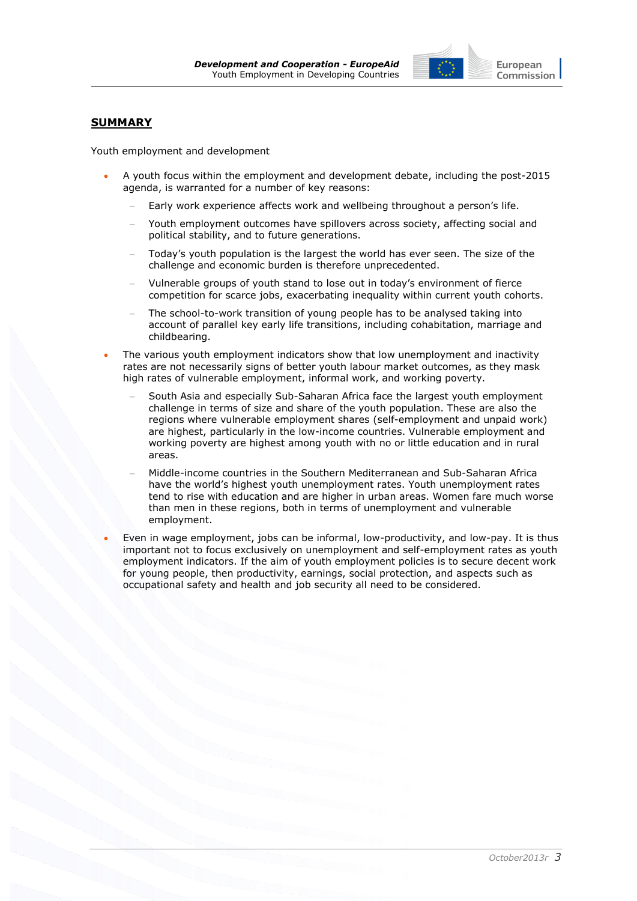## SUMMARY

Youth employment and development

- A youth focus within the employment and development debate, including the post-2015 agenda, is warranted for a number of key reasons:
  - Early work experience affects work and wellbeing throughout a person's life.
  - Youth employment outcomes have spillovers across society, affecting social and political stability, and to future generations.
  - Today's youth population is the largest the world has ever seen. The size of the challenge and economic burden is therefore unprecedented.
  - Vulnerable groups of youth stand to lose out in today's environment of fierce competition for scarce jobs, exacerbating inequality within current youth cohorts.
  - The school-to-work transition of young people has to be analysed taking into account of parallel key early life transitions, including cohabitation, marriage and childbearing.
- The various youth employment indicators show that low unemployment and inactivity rates are not necessarily signs of better youth labour market outcomes, as they mask high rates of vulnerable employment, informal work, and working poverty.
  - South Asia and especially Sub-Saharan Africa face the largest youth employment challenge in terms of size and share of the youth population. These are also the regions where vulnerable employment shares (self-employment and unpaid work) are highest, particularly in the low-income countries. Vulnerable employment and working poverty are highest among youth with no or little education and in rural areas.
  - Middle-income countries in the Southern Mediterranean and Sub-Saharan Africa have the world's highest youth unemployment rates. Youth unemployment rates tend to rise with education and are higher in urban areas. Women fare much worse than men in these regions, both in terms of unemployment and vulnerable employment.
- Even in wage employment, jobs can be informal, low-productivity, and low-pay. It is thus important not to focus exclusively on unemployment and self-employment rates as youth employment indicators. If the aim of youth employment policies is to secure decent work for young people, then productivity, earnings, social protection, and aspects such as occupational safety and health and job security all need to be considered.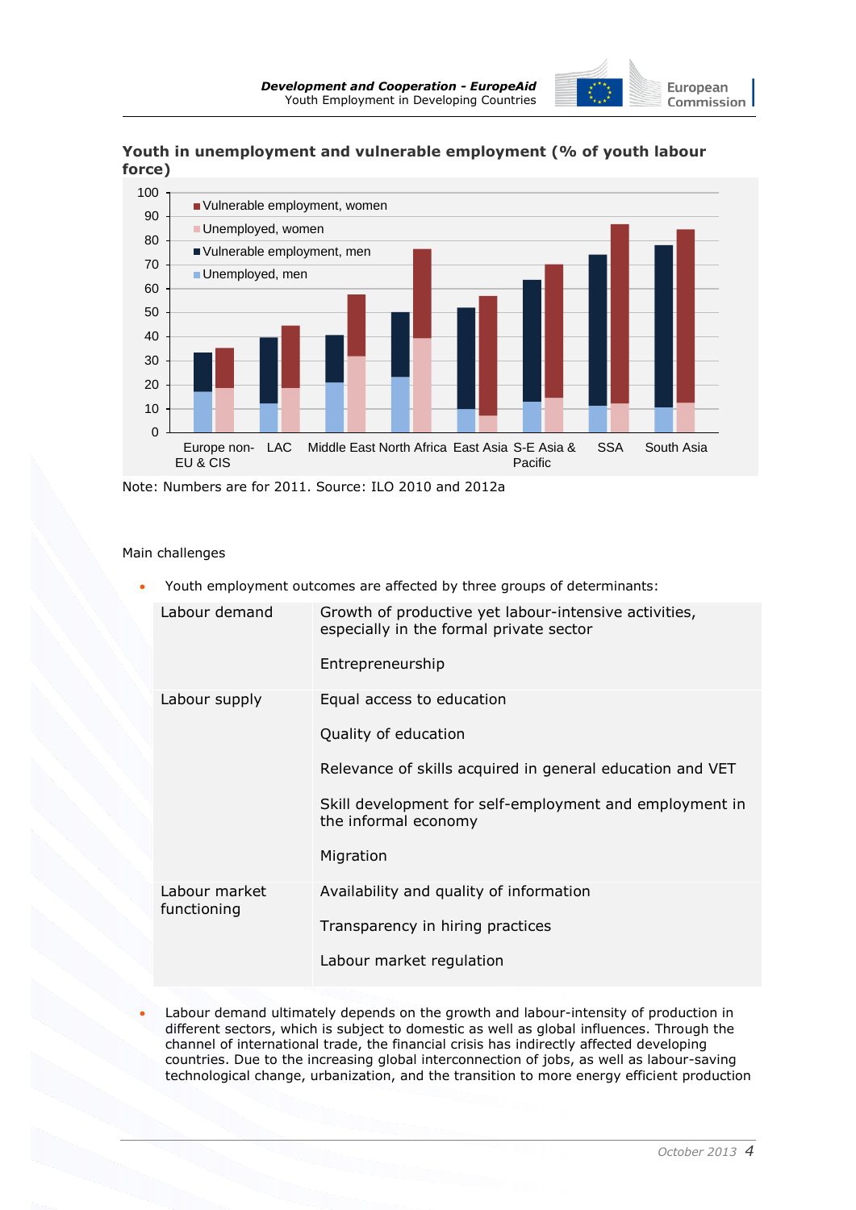**Youth in unemployment and vulnerable employment (% of youth labour force)**

100
90
80
70
60
50
40
30
20
10
0

Vulnerable employment, women
Unemployed, women
Vulnerable employment, men
Unemployed, men

Europe non-EU & CIS
LAC
Middle East North Africa
East Asia
S-E Asia & Pacific
SSA
South Asia

Note: Numbers are for 2011. Source: ILO 2010 and 2012a

Main challenges

- Youth employment outcomes are affected by three groups of determinants:

| | |
|---|---|
| Labour demand | Growth of productive yet labour-intensive activities, especially in the formal private sector<br><br>Entrepreneurship |
| Labour supply | Equal access to education<br><br>Quality of education<br><br>Relevance of skills acquired in general education and VET<br><br>Skill development for self-employment and employment in the informal economy<br><br>Migration |
| Labour market functioning | Availability and quality of information<br><br>Transparency in hiring practices<br><br>Labour market regulation |

- Labour demand ultimately depends on the growth and labour-intensity of production in different sectors, which is subject to domestic as well as global influences. Through the channel of international trade, the financial crisis has indirectly affected developing countries. Due to the increasing global interconnection of jobs, as well as labour-saving technological change, urbanization, and the transition to more energy efficient production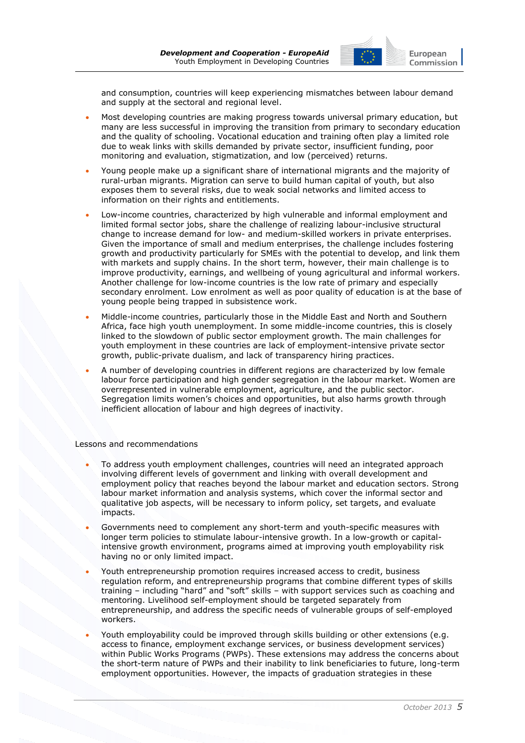and consumption, countries will keep experiencing mismatches between labour demand and supply at the sectoral and regional level.

- Most developing countries are making progress towards universal primary education, but many are less successful in improving the transition from primary to secondary education and the quality of schooling. Vocational education and training often play a limited role due to weak links with skills demanded by private sector, insufficient funding, poor monitoring and evaluation, stigmatization, and low (perceived) returns.
- Young people make up a significant share of international migrants and the majority of rural-urban migrants. Migration can serve to build human capital of youth, but also exposes them to several risks, due to weak social networks and limited access to information on their rights and entitlements.
- Low-income countries, characterized by high vulnerable and informal employment and limited formal sector jobs, share the challenge of realizing labour-inclusive structural change to increase demand for low- and medium-skilled workers in private enterprises. Given the importance of small and medium enterprises, the challenge includes fostering growth and productivity particularly for SMEs with the potential to develop, and link them with markets and supply chains. In the short term, however, their main challenge is to improve productivity, earnings, and wellbeing of young agricultural and informal workers. Another challenge for low-income countries is the low rate of primary and especially secondary enrolment. Low enrolment as well as poor quality of education is at the base of young people being trapped in subsistence work.
- Middle-income countries, particularly those in the Middle East and North and Southern Africa, face high youth unemployment. In some middle-income countries, this is closely linked to the slowdown of public sector employment growth. The main challenges for youth employment in these countries are lack of employment-intensive private sector growth, public-private dualism, and lack of transparency hiring practices.
- A number of developing countries in different regions are characterized by low female labour force participation and high gender segregation in the labour market. Women are overrepresented in vulnerable employment, agriculture, and the public sector. Segregation limits women's choices and opportunities, but also harms growth through inefficient allocation of labour and high degrees of inactivity.

Lessons and recommendations

- To address youth employment challenges, countries will need an integrated approach involving different levels of government and linking with overall development and employment policy that reaches beyond the labour market and education sectors. Strong labour market information and analysis systems, which cover the informal sector and qualitative job aspects, will be necessary to inform policy, set targets, and evaluate impacts.
- Governments need to complement any short-term and youth-specific measures with longer term policies to stimulate labour-intensive growth. In a low-growth or capital-intensive growth environment, programs aimed at improving youth employability risk having no or only limited impact.
- Youth entrepreneurship promotion requires increased access to credit, business regulation reform, and entrepreneurship programs that combine different types of skills training – including "hard" and "soft" skills – with support services such as coaching and mentoring. Livelihood self-employment should be targeted separately from entrepreneurship, and address the specific needs of vulnerable groups of self-employed workers.
- Youth employability could be improved through skills building or other extensions (e.g. access to finance, employment exchange services, or business development services) within Public Works Programs (PWPs). These extensions may address the concerns about the short-term nature of PWPs and their inability to link beneficiaries to future, long-term employment opportunities. However, the impacts of graduation strategies in these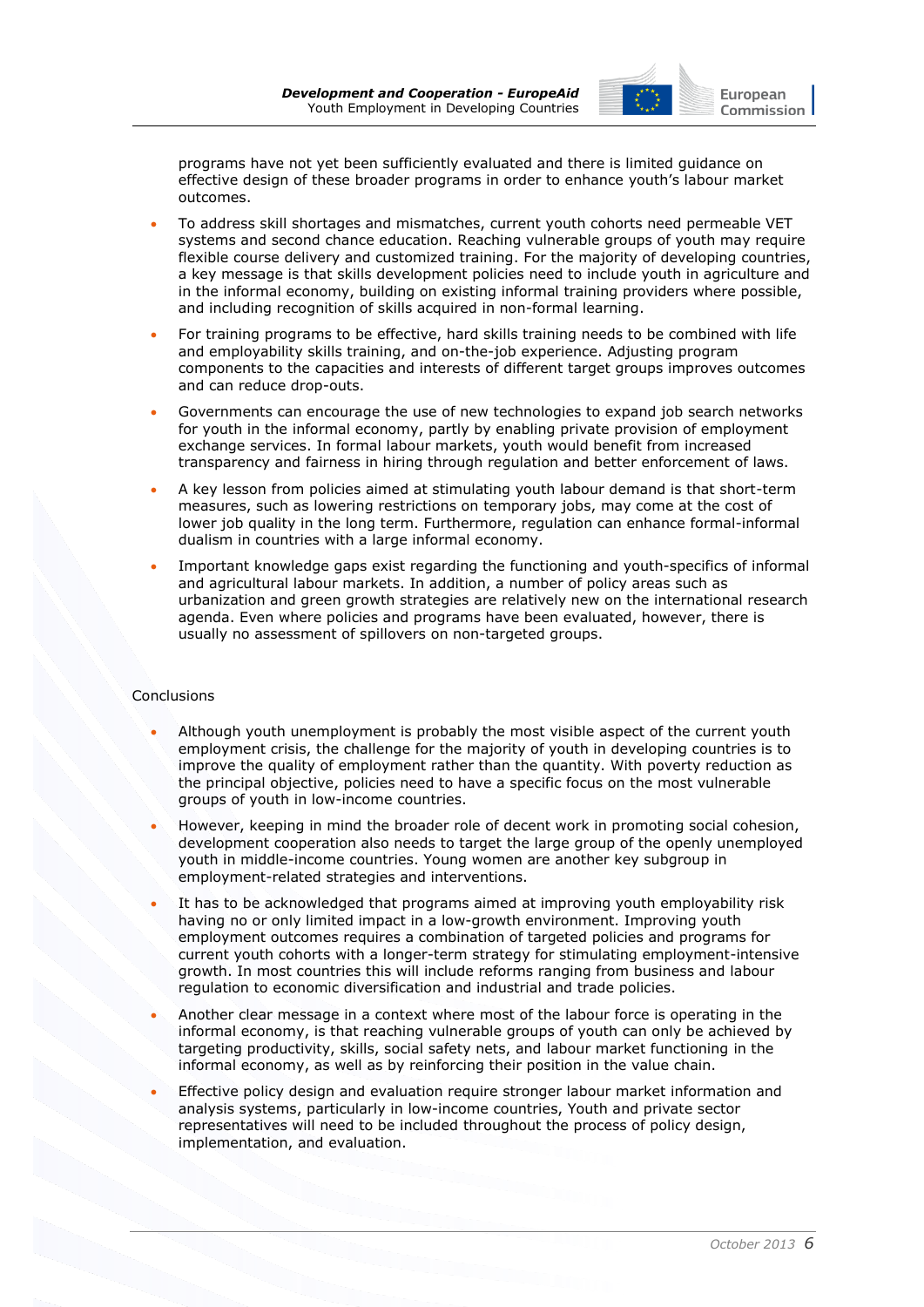programs have not yet been sufficiently evaluated and there is limited guidance on effective design of these broader programs in order to enhance youth's labour market outcomes.

- To address skill shortages and mismatches, current youth cohorts need permeable VET systems and second chance education. Reaching vulnerable groups of youth may require flexible course delivery and customized training. For the majority of developing countries, a key message is that skills development policies need to include youth in agriculture and in the informal economy, building on existing informal training providers where possible, and including recognition of skills acquired in non-formal learning.
- For training programs to be effective, hard skills training needs to be combined with life and employability skills training, and on-the-job experience. Adjusting program components to the capacities and interests of different target groups improves outcomes and can reduce drop-outs.
- Governments can encourage the use of new technologies to expand job search networks for youth in the informal economy, partly by enabling private provision of employment exchange services. In formal labour markets, youth would benefit from increased transparency and fairness in hiring through regulation and better enforcement of laws.
- A key lesson from policies aimed at stimulating youth labour demand is that short-term measures, such as lowering restrictions on temporary jobs, may come at the cost of lower job quality in the long term. Furthermore, regulation can enhance formal-informal dualism in countries with a large informal economy.
- Important knowledge gaps exist regarding the functioning and youth-specifics of informal and agricultural labour markets. In addition, a number of policy areas such as urbanization and green growth strategies are relatively new on the international research agenda. Even where policies and programs have been evaluated, however, there is usually no assessment of spillovers on non-targeted groups.

Conclusions

- Although youth unemployment is probably the most visible aspect of the current youth employment crisis, the challenge for the majority of youth in developing countries is to improve the quality of employment rather than the quantity. With poverty reduction as the principal objective, policies need to have a specific focus on the most vulnerable groups of youth in low-income countries.
- However, keeping in mind the broader role of decent work in promoting social cohesion, development cooperation also needs to target the large group of the openly unemployed youth in middle-income countries. Young women are another key subgroup in employment-related strategies and interventions.
- It has to be acknowledged that programs aimed at improving youth employability risk having no or only limited impact in a low-growth environment. Improving youth employment outcomes requires a combination of targeted policies and programs for current youth cohorts with a longer-term strategy for stimulating employment-intensive growth. In most countries this will include reforms ranging from business and labour regulation to economic diversification and industrial and trade policies.
- Another clear message in a context where most of the labour force is operating in the informal economy, is that reaching vulnerable groups of youth can only be achieved by targeting productivity, skills, social safety nets, and labour market functioning in the informal economy, as well as by reinforcing their position in the value chain.
- Effective policy design and evaluation require stronger labour market information and analysis systems, particularly in low-income countries, Youth and private sector representatives will need to be included throughout the process of policy design, implementation, and evaluation.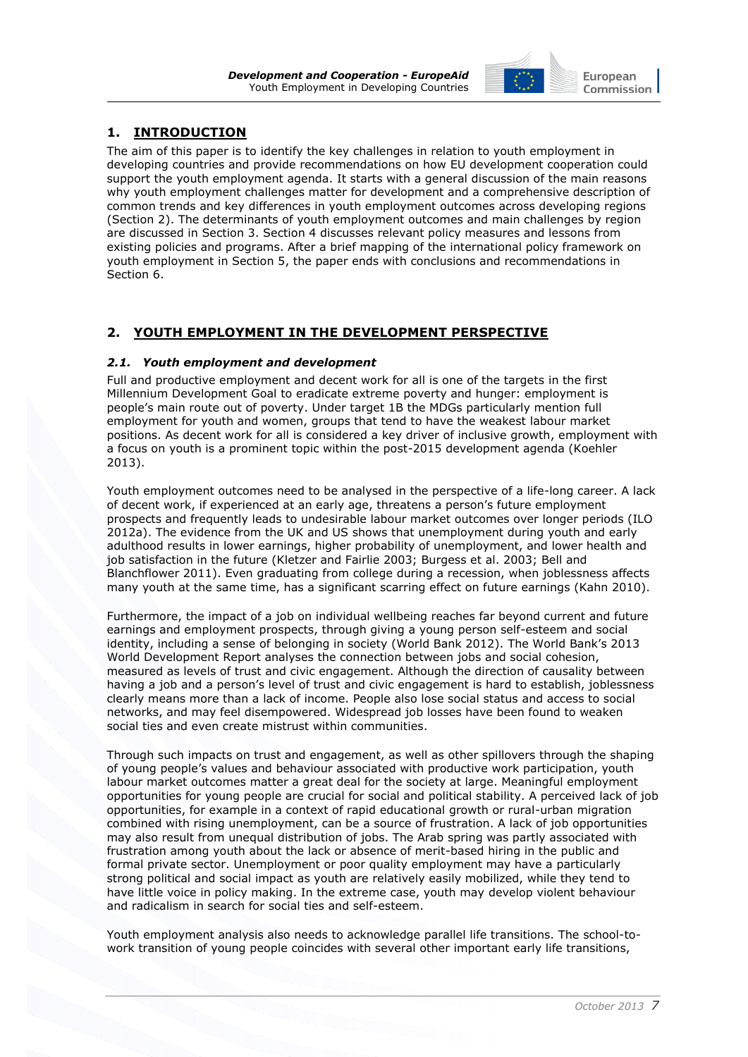# 1. INTRODUCTION

The aim of this paper is to identify the key challenges in relation to youth employment in developing countries and provide recommendations on how EU development cooperation could support the youth employment agenda. It starts with a general discussion of the main reasons why youth employment challenges matter for development and a comprehensive description of common trends and key differences in youth employment outcomes across developing regions (Section 2). The determinants of youth employment outcomes and main challenges by region are discussed in Section 3. Section 4 discusses relevant policy measures and lessons from existing policies and programs. After a brief mapping of the international policy framework on youth employment in Section 5, the paper ends with conclusions and recommendations in Section 6.

# 2. YOUTH EMPLOYMENT IN THE DEVELOPMENT PERSPECTIVE

## 2.1. *Youth employment and development*

Full and productive employment and decent work for all is one of the targets in the first Millennium Development Goal to eradicate extreme poverty and hunger: employment is people's main route out of poverty. Under target 1B the MDGs particularly mention full employment for youth and women, groups that tend to have the weakest labour market positions. As decent work for all is considered a key driver of inclusive growth, employment with a focus on youth is a prominent topic within the post-2015 development agenda (Koehler 2013).

Youth employment outcomes need to be analysed in the perspective of a life-long career. A lack of decent work, if experienced at an early age, threatens a person's future employment prospects and frequently leads to undesirable labour market outcomes over longer periods (ILO 2012a). The evidence from the UK and US shows that unemployment during youth and early adulthood results in lower earnings, higher probability of unemployment, and lower health and job satisfaction in the future (Kletzer and Fairlie 2003; Burgess et al. 2003; Bell and Blanchflower 2011). Even graduating from college during a recession, when joblessness affects many youth at the same time, has a significant scarring effect on future earnings (Kahn 2010).

Furthermore, the impact of a job on individual wellbeing reaches far beyond current and future earnings and employment prospects, through giving a young person self-esteem and social identity, including a sense of belonging in society (World Bank 2012). The World Bank's 2013 World Development Report analyses the connection between jobs and social cohesion, measured as levels of trust and civic engagement. Although the direction of causality between having a job and a person's level of trust and civic engagement is hard to establish, joblessness clearly means more than a lack of income. People also lose social status and access to social networks, and may feel disempowered. Widespread job losses have been found to weaken social ties and even create mistrust within communities.

Through such impacts on trust and engagement, as well as other spillovers through the shaping of young people's values and behaviour associated with productive work participation, youth labour market outcomes matter a great deal for the society at large. Meaningful employment opportunities for young people are crucial for social and political stability. A perceived lack of job opportunities, for example in a context of rapid educational growth or rural-urban migration combined with rising unemployment, can be a source of frustration. A lack of job opportunities may also result from unequal distribution of jobs. The Arab spring was partly associated with frustration among youth about the lack or absence of merit-based hiring in the public and formal private sector. Unemployment or poor quality employment may have a particularly strong political and social impact as youth are relatively easily mobilized, while they tend to have little voice in policy making. In the extreme case, youth may develop violent behaviour and radicalism in search for social ties and self-esteem.

Youth employment analysis also needs to acknowledge parallel life transitions. The school-to-work transition of young people coincides with several other important early life transitions,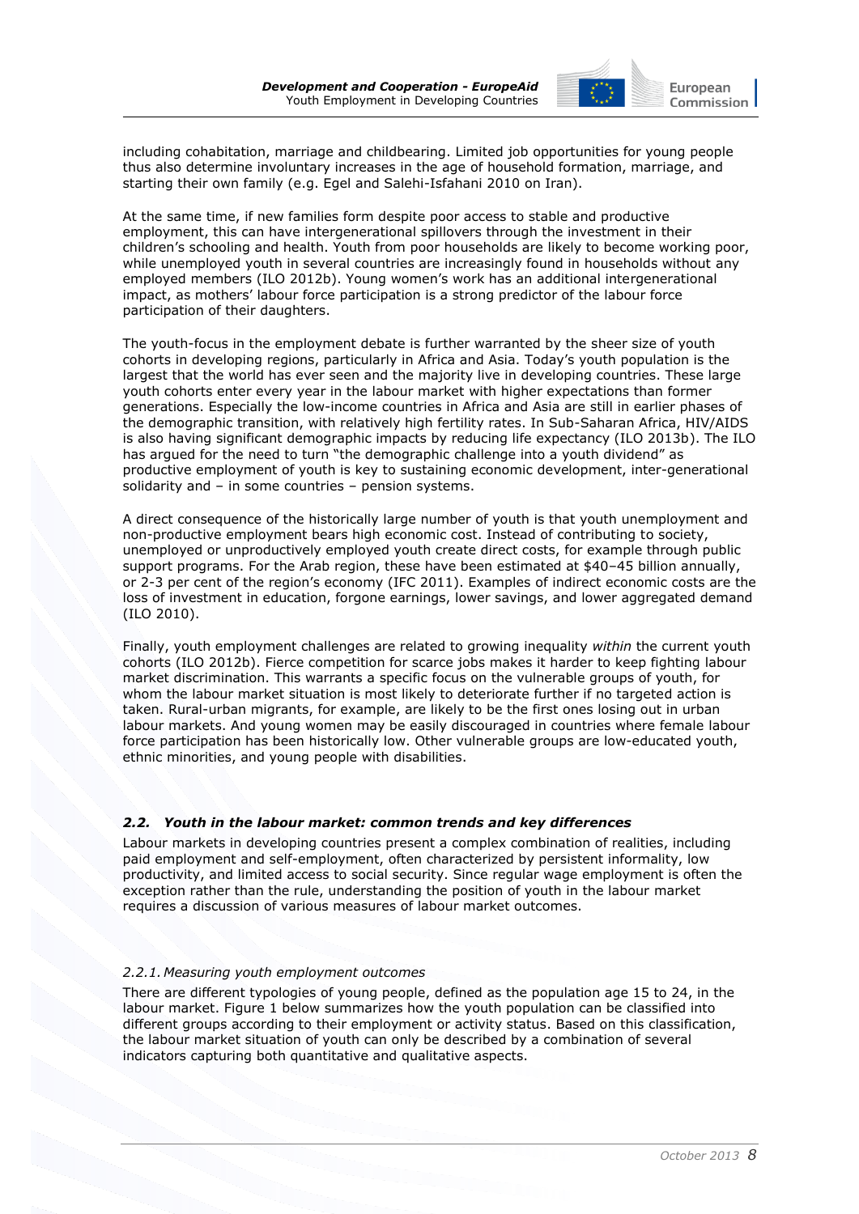including cohabitation, marriage and childbearing. Limited job opportunities for young people thus also determine involuntary increases in the age of household formation, marriage, and starting their own family (e.g. Egel and Salehi-Isfahani 2010 on Iran).

At the same time, if new families form despite poor access to stable and productive employment, this can have intergenerational spillovers through the investment in their children's schooling and health. Youth from poor households are likely to become working poor, while unemployed youth in several countries are increasingly found in households without any employed members (ILO 2012b). Young women's work has an additional intergenerational impact, as mothers' labour force participation is a strong predictor of the labour force participation of their daughters.

The youth-focus in the employment debate is further warranted by the sheer size of youth cohorts in developing regions, particularly in Africa and Asia. Today's youth population is the largest that the world has ever seen and the majority live in developing countries. These large youth cohorts enter every year in the labour market with higher expectations than former generations. Especially the low-income countries in Africa and Asia are still in earlier phases of the demographic transition, with relatively high fertility rates. In Sub-Saharan Africa, HIV/AIDS is also having significant demographic impacts by reducing life expectancy (ILO 2013b). The ILO has argued for the need to turn "the demographic challenge into a youth dividend" as productive employment of youth is key to sustaining economic development, inter-generational solidarity and – in some countries – pension systems.

A direct consequence of the historically large number of youth is that youth unemployment and non-productive employment bears high economic cost. Instead of contributing to society, unemployed or unproductively employed youth create direct costs, for example through public support programs. For the Arab region, these have been estimated at $40–45 billion annually, or 2-3 per cent of the region's economy (IFC 2011). Examples of indirect economic costs are the loss of investment in education, forgone earnings, lower savings, and lower aggregated demand (ILO 2010).

Finally, youth employment challenges are related to growing inequality *within* the current youth cohorts (ILO 2012b). Fierce competition for scarce jobs makes it harder to keep fighting labour market discrimination. This warrants a specific focus on the vulnerable groups of youth, for whom the labour market situation is most likely to deteriorate further if no targeted action is taken. Rural-urban migrants, for example, are likely to be the first ones losing out in urban labour markets. And young women may be easily discouraged in countries where female labour force participation has been historically low. Other vulnerable groups are low-educated youth, ethnic minorities, and young people with disabilities.

## *2.2. Youth in the labour market: common trends and key differences*

Labour markets in developing countries present a complex combination of realities, including paid employment and self-employment, often characterized by persistent informality, low productivity, and limited access to social security. Since regular wage employment is often the exception rather than the rule, understanding the position of youth in the labour market requires a discussion of various measures of labour market outcomes.

### *2.2.1. Measuring youth employment outcomes*

There are different typologies of young people, defined as the population age 15 to 24, in the labour market. Figure 1 below summarizes how the youth population can be classified into different groups according to their employment or activity status. Based on this classification, the labour market situation of youth can only be described by a combination of several indicators capturing both quantitative and qualitative aspects.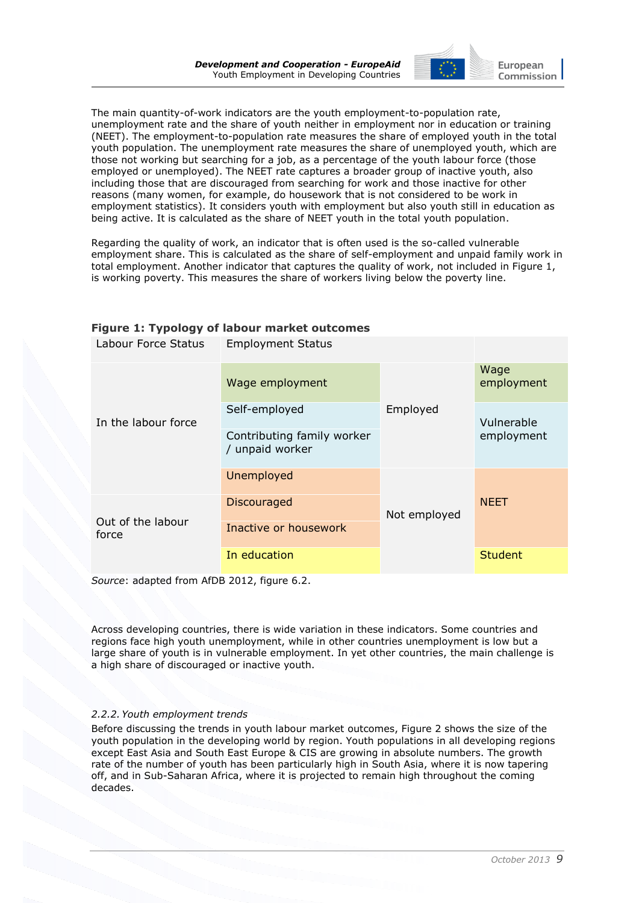The main quantity-of-work indicators are the youth employment-to-population rate, unemployment rate and the share of youth neither in employment nor in education or training (NEET). The employment-to-population rate measures the share of employed youth in the total youth population. The unemployment rate measures the share of unemployed youth, which are those not working but searching for a job, as a percentage of the youth labour force (those employed or unemployed). The NEET rate captures a broader group of inactive youth, also including those that are discouraged from searching for work and those inactive for other reasons (many women, for example, do housework that is not considered to be work in employment statistics). It considers youth with employment but also youth still in education as being active. It is calculated as the share of NEET youth in the total youth population.

Regarding the quality of work, an indicator that is often used is the so-called vulnerable employment share. This is calculated as the share of self-employment and unpaid family work in total employment. Another indicator that captures the quality of work, not included in Figure 1, is working poverty. This measures the share of workers living below the poverty line.

**Figure 1: Typology of labour market outcomes**

| Labour Force Status | Employment Status | | |
|---|---|---|---|
| In the labour force | Wage employment | Employed | Wage employment |
| In the labour force | Self-employed | Employed | Vulnerable employment |
| In the labour force | Contributing family worker / unpaid worker | Employed | Vulnerable employment |
| In the labour force | Unemployed | Not employed | NEET |
| Out of the labour force | Discouraged | Not employed | NEET |
| Out of the labour force | Inactive or housework | Not employed | NEET |
| Out of the labour force | In education | Not employed | Student |

*Source*: adapted from AfDB 2012, figure 6.2.

Across developing countries, there is wide variation in these indicators. Some countries and regions face high youth unemployment, while in other countries unemployment is low but a large share of youth is in vulnerable employment. In yet other countries, the main challenge is a high share of discouraged or inactive youth.

### *2.2.2. Youth employment trends*

Before discussing the trends in youth labour market outcomes, Figure 2 shows the size of the youth population in the developing world by region. Youth populations in all developing regions except East Asia and South East Europe & CIS are growing in absolute numbers. The growth rate of the number of youth has been particularly high in South Asia, where it is now tapering off, and in Sub-Saharan Africa, where it is projected to remain high throughout the coming decades.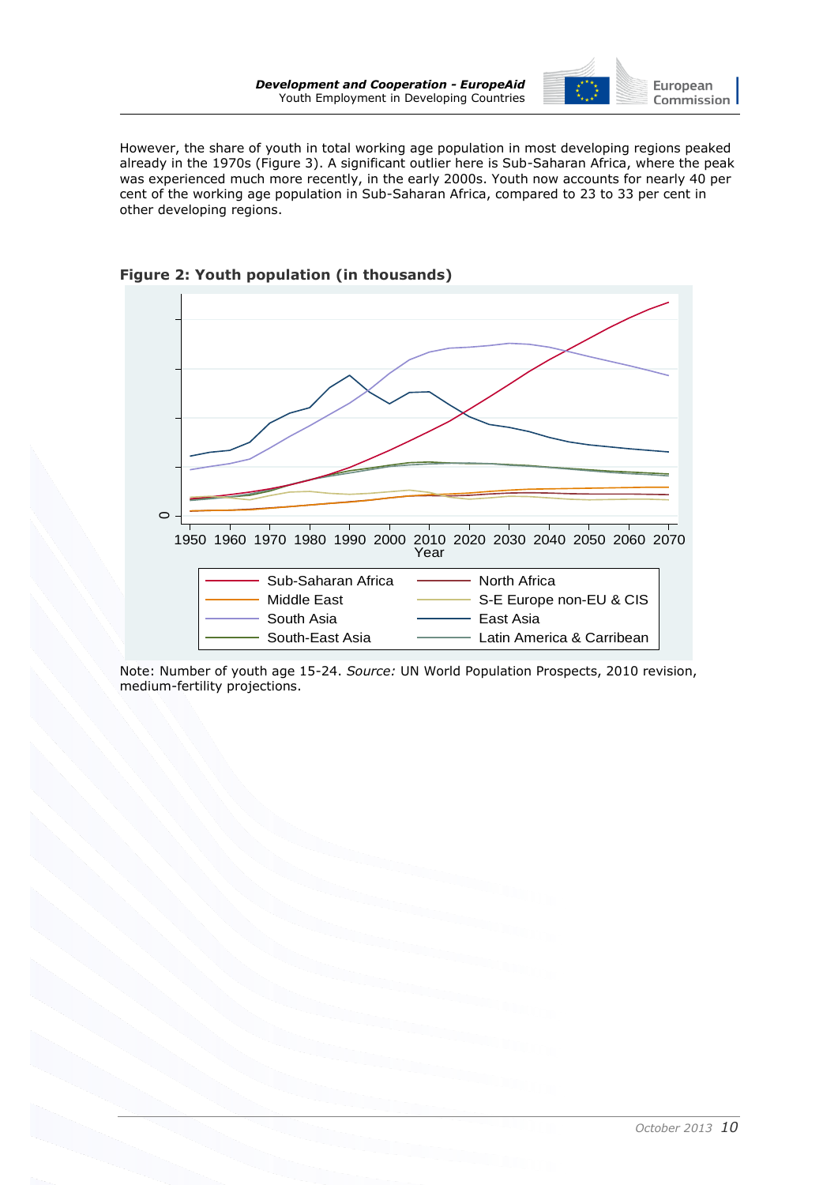However, the share of youth in total working age population in most developing regions peaked already in the 1970s (Figure 3). A significant outlier here is Sub-Saharan Africa, where the peak was experienced much more recently, in the early 2000s. Youth now accounts for nearly 40 per cent of the working age population in Sub-Saharan Africa, compared to 23 to 33 per cent in other developing regions.

**Figure 2: Youth population (in thousands)**

0

1950 1960 1970 1980 1990 2000 2010 2020 2030 2040 2050 2060 2070

Year

Sub-Saharan Africa
North Africa
Middle East
S-E Europe non-EU & CIS
South Asia
East Asia
South-East Asia
Latin America & Carribean

Note: Number of youth age 15-24. *Source:* UN World Population Prospects, 2010 revision, medium-fertility projections.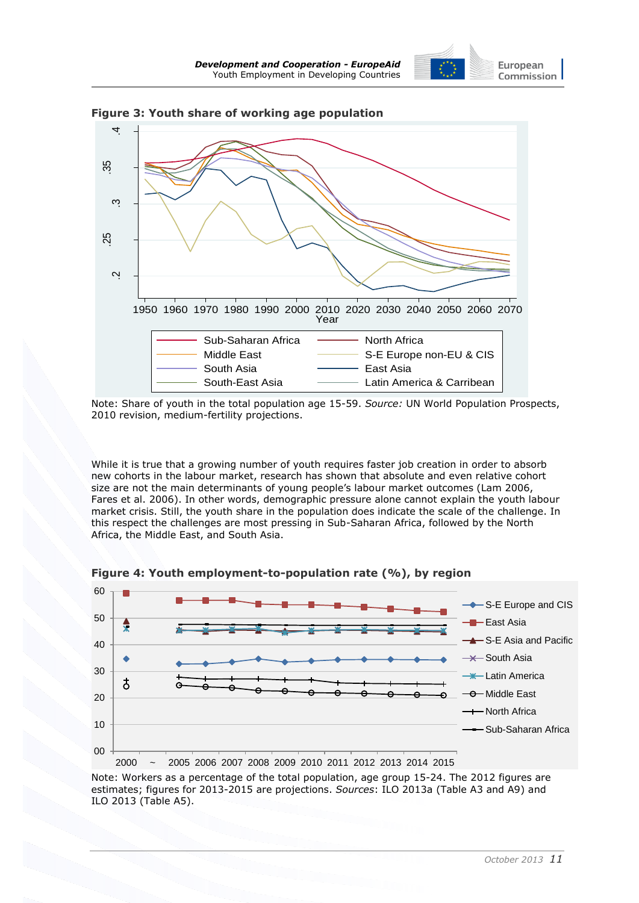**Figure 3: Youth share of working age population**

Note: Share of youth in the total population age 15-59. *Source:* UN World Population Prospects, 2010 revision, medium-fertility projections.

While it is true that a growing number of youth requires faster job creation in order to absorb new cohorts in the labour market, research has shown that absolute and even relative cohort size are not the main determinants of young people's labour market outcomes (Lam 2006, Fares et al. 2006). In other words, demographic pressure alone cannot explain the youth labour market crisis. Still, the youth share in the population does indicate the scale of the challenge. In this respect the challenges are most pressing in Sub-Saharan Africa, followed by the North Africa, the Middle East, and South Asia.

**Figure 4: Youth employment-to-population rate (%), by region**

Note: Workers as a percentage of the total population, age group 15-24. The 2012 figures are estimates; figures for 2013-2015 are projections. *Sources*: ILO 2013a (Table A3 and A9) and ILO 2013 (Table A5).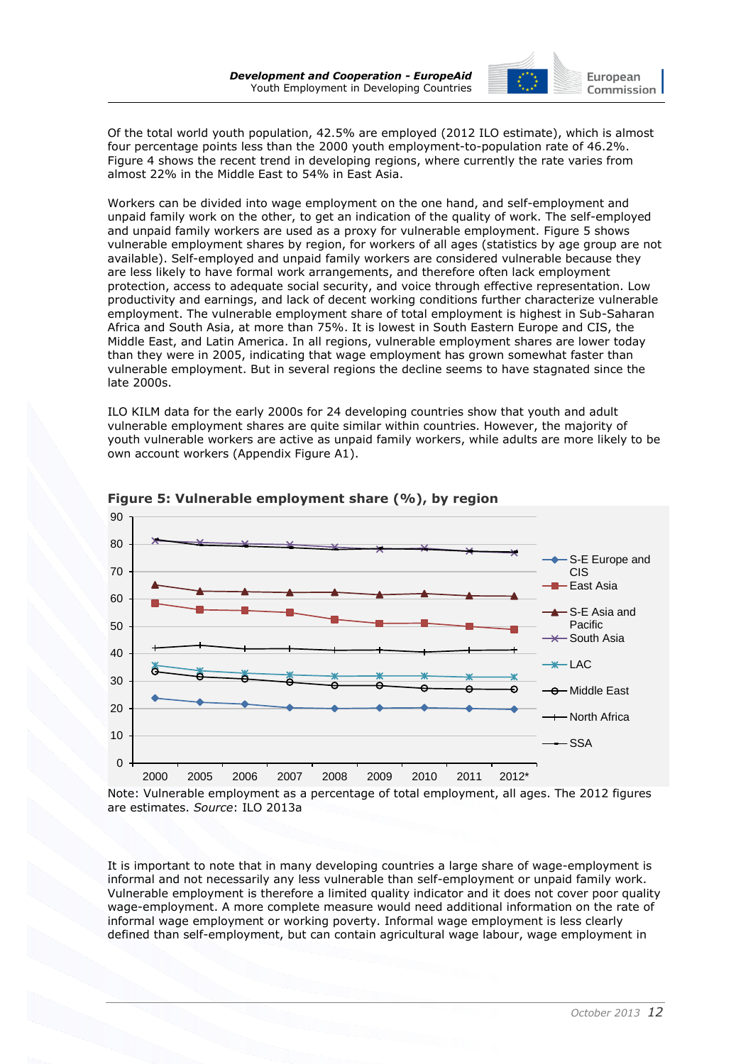Of the total world youth population, 42.5% are employed (2012 ILO estimate), which is almost four percentage points less than the 2000 youth employment-to-population rate of 46.2%. Figure 4 shows the recent trend in developing regions, where currently the rate varies from almost 22% in the Middle East to 54% in East Asia.

Workers can be divided into wage employment on the one hand, and self-employment and unpaid family work on the other, to get an indication of the quality of work. The self-employed and unpaid family workers are used as a proxy for vulnerable employment. Figure 5 shows vulnerable employment shares by region, for workers of all ages (statistics by age group are not available). Self-employed and unpaid family workers are considered vulnerable because they are less likely to have formal work arrangements, and therefore often lack employment protection, access to adequate social security, and voice through effective representation. Low productivity and earnings, and lack of decent working conditions further characterize vulnerable employment. The vulnerable employment share of total employment is highest in Sub-Saharan Africa and South Asia, at more than 75%. It is lowest in South Eastern Europe and CIS, the Middle East, and Latin America. In all regions, vulnerable employment shares are lower today than they were in 2005, indicating that wage employment has grown somewhat faster than vulnerable employment. But in several regions the decline seems to have stagnated since the late 2000s.

ILO KILM data for the early 2000s for 24 developing countries show that youth and adult vulnerable employment shares are quite similar within countries. However, the majority of youth vulnerable workers are active as unpaid family workers, while adults are more likely to be own account workers (Appendix Figure A1).

**Figure 5: Vulnerable employment share (%), by region**

90
80
70
60
50
40
30
20
10
0

2000 2005 2006 2007 2008 2009 2010 2011 2012*

S-E Europe and CIS
East Asia
S-E Asia and Pacific
South Asia
LAC
Middle East
North Africa
SSA

Note: Vulnerable employment as a percentage of total employment, all ages. The 2012 figures are estimates. *Source*: ILO 2013a

It is important to note that in many developing countries a large share of wage-employment is informal and not necessarily any less vulnerable than self-employment or unpaid family work. Vulnerable employment is therefore a limited quality indicator and it does not cover poor quality wage-employment. A more complete measure would need additional information on the rate of informal wage employment or working poverty. Informal wage employment is less clearly defined than self-employment, but can contain agricultural wage labour, wage employment in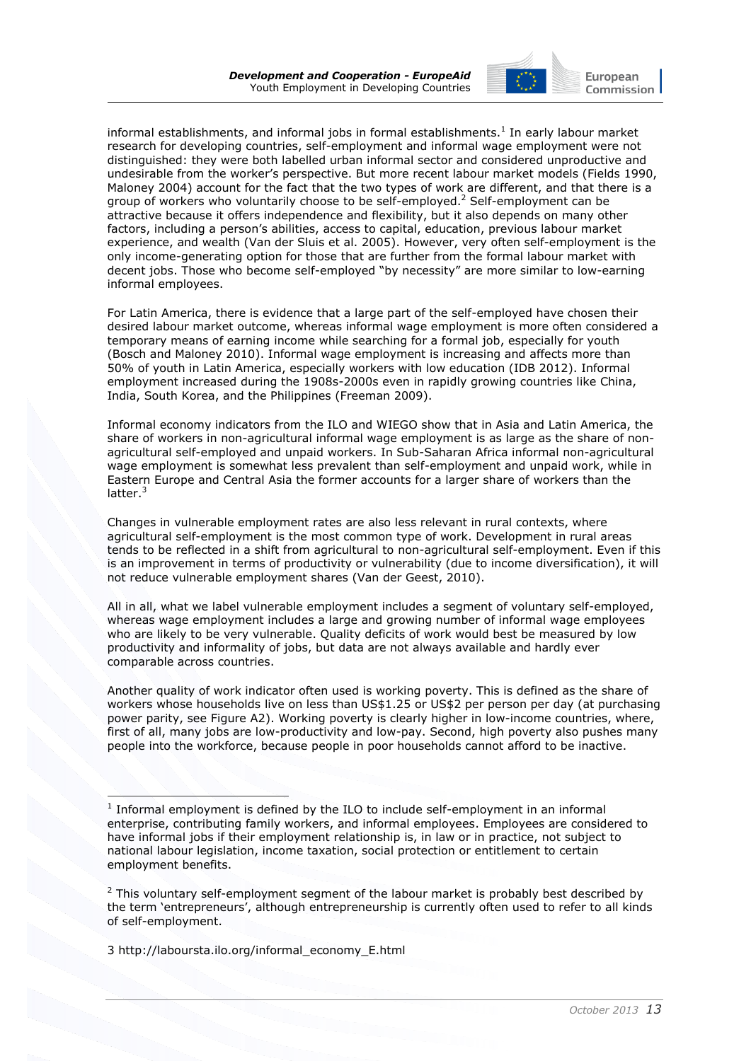informal establishments, and informal jobs in formal establishments.[1] In early labour market research for developing countries, self-employment and informal wage employment were not distinguished: they were both labelled urban informal sector and considered unproductive and undesirable from the worker's perspective. But more recent labour market models (Fields 1990, Maloney 2004) account for the fact that the two types of work are different, and that there is a group of workers who voluntarily choose to be self-employed.[2] Self-employment can be attractive because it offers independence and flexibility, but it also depends on many other factors, including a person's abilities, access to capital, education, previous labour market experience, and wealth (Van der Sluis et al. 2005). However, very often self-employment is the only income-generating option for those that are further from the formal labour market with decent jobs. Those who become self-employed "by necessity" are more similar to low-earning informal employees.

For Latin America, there is evidence that a large part of the self-employed have chosen their desired labour market outcome, whereas informal wage employment is more often considered a temporary means of earning income while searching for a formal job, especially for youth (Bosch and Maloney 2010). Informal wage employment is increasing and affects more than 50% of youth in Latin America, especially workers with low education (IDB 2012). Informal employment increased during the 1908s-2000s even in rapidly growing countries like China, India, South Korea, and the Philippines (Freeman 2009).

Informal economy indicators from the ILO and WIEGO show that in Asia and Latin America, the share of workers in non-agricultural informal wage employment is as large as the share of non-agricultural self-employed and unpaid workers. In Sub-Saharan Africa informal non-agricultural wage employment is somewhat less prevalent than self-employment and unpaid work, while in Eastern Europe and Central Asia the former accounts for a larger share of workers than the latter.[3]

Changes in vulnerable employment rates are also less relevant in rural contexts, where agricultural self-employment is the most common type of work. Development in rural areas tends to be reflected in a shift from agricultural to non-agricultural self-employment. Even if this is an improvement in terms of productivity or vulnerability (due to income diversification), it will not reduce vulnerable employment shares (Van der Geest, 2010).

All in all, what we label vulnerable employment includes a segment of voluntary self-employed, whereas wage employment includes a large and growing number of informal wage employees who are likely to be very vulnerable. Quality deficits of work would best be measured by low productivity and informality of jobs, but data are not always available and hardly ever comparable across countries.

Another quality of work indicator often used is working poverty. This is defined as the share of workers whose households live on less than US$1.25 or US$2 per person per day (at purchasing power parity, see Figure A2). Working poverty is clearly higher in low-income countries, where, first of all, many jobs are low-productivity and low-pay. Second, high poverty also pushes many people into the workforce, because people in poor households cannot afford to be inactive.

---

[1] Informal employment is defined by the ILO to include self-employment in an informal enterprise, contributing family workers, and informal employees. Employees are considered to have informal jobs if their employment relationship is, in law or in practice, not subject to national labour legislation, income taxation, social protection or entitlement to certain employment benefits.

[2] This voluntary self-employment segment of the labour market is probably best described by the term 'entrepreneurs', although entrepreneurship is currently often used to refer to all kinds of self-employment.

3 http://laboursta.ilo.org/informal_economy_E.html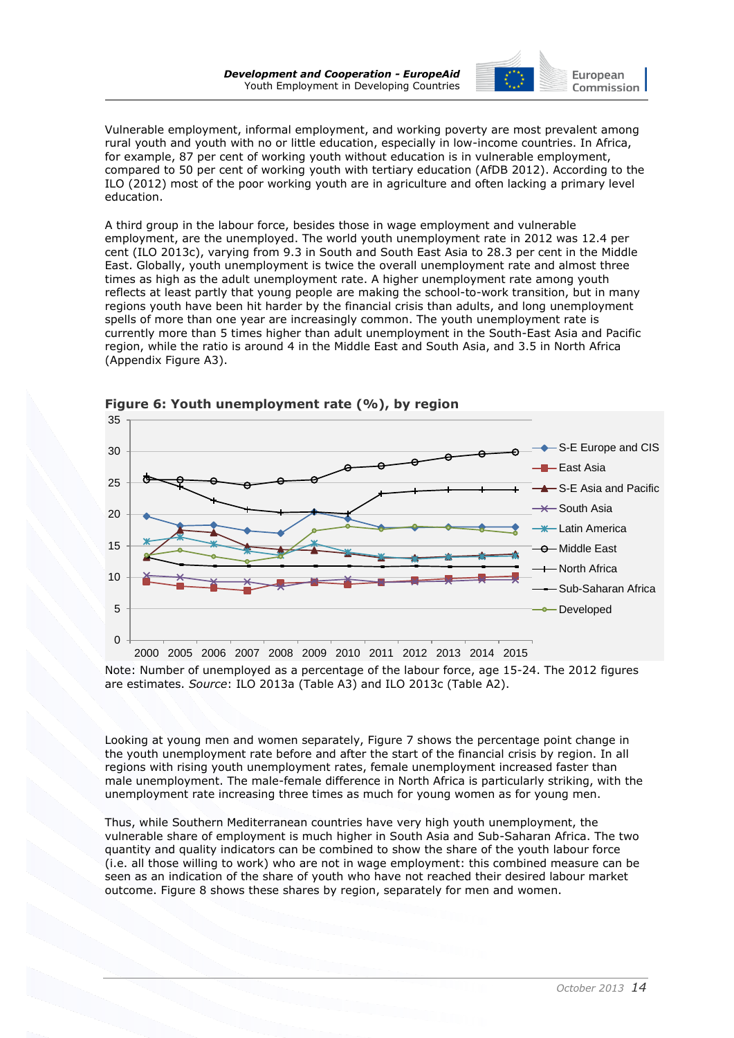Vulnerable employment, informal employment, and working poverty are most prevalent among rural youth and youth with no or little education, especially in low-income countries. In Africa, for example, 87 per cent of working youth without education is in vulnerable employment, compared to 50 per cent of working youth with tertiary education (AfDB 2012). According to the ILO (2012) most of the poor working youth are in agriculture and often lacking a primary level education.

A third group in the labour force, besides those in wage employment and vulnerable employment, are the unemployed. The world youth unemployment rate in 2012 was 12.4 per cent (ILO 2013c), varying from 9.3 in South and South East Asia to 28.3 per cent in the Middle East. Globally, youth unemployment is twice the overall unemployment rate and almost three times as high as the adult unemployment rate. A higher unemployment rate among youth reflects at least partly that young people are making the school-to-work transition, but in many regions youth have been hit harder by the financial crisis than adults, and long unemployment spells of more than one year are increasingly common. The youth unemployment rate is currently more than 5 times higher than adult unemployment in the South-East Asia and Pacific region, while the ratio is around 4 in the Middle East and South Asia, and 3.5 in North Africa (Appendix Figure A3).

**Figure 6: Youth unemployment rate (%), by region**

35
30
25
20
15
10
5
0

2000 2005 2006 2007 2008 2009 2010 2011 2012 2013 2014 2015

S-E Europe and CIS
East Asia
S-E Asia and Pacific
South Asia
Latin America
Middle East
North Africa
Sub-Saharan Africa
Developed

Note: Number of unemployed as a percentage of the labour force, age 15-24. The 2012 figures are estimates. *Source*: ILO 2013a (Table A3) and ILO 2013c (Table A2).

Looking at young men and women separately, Figure 7 shows the percentage point change in the youth unemployment rate before and after the start of the financial crisis by region. In all regions with rising youth unemployment rates, female unemployment increased faster than male unemployment. The male-female difference in North Africa is particularly striking, with the unemployment rate increasing three times as much for young women as for young men.

Thus, while Southern Mediterranean countries have very high youth unemployment, the vulnerable share of employment is much higher in South Asia and Sub-Saharan Africa. The two quantity and quality indicators can be combined to show the share of the youth labour force (i.e. all those willing to work) who are not in wage employment: this combined measure can be seen as an indication of the share of youth who have not reached their desired labour market outcome. Figure 8 shows these shares by region, separately for men and women.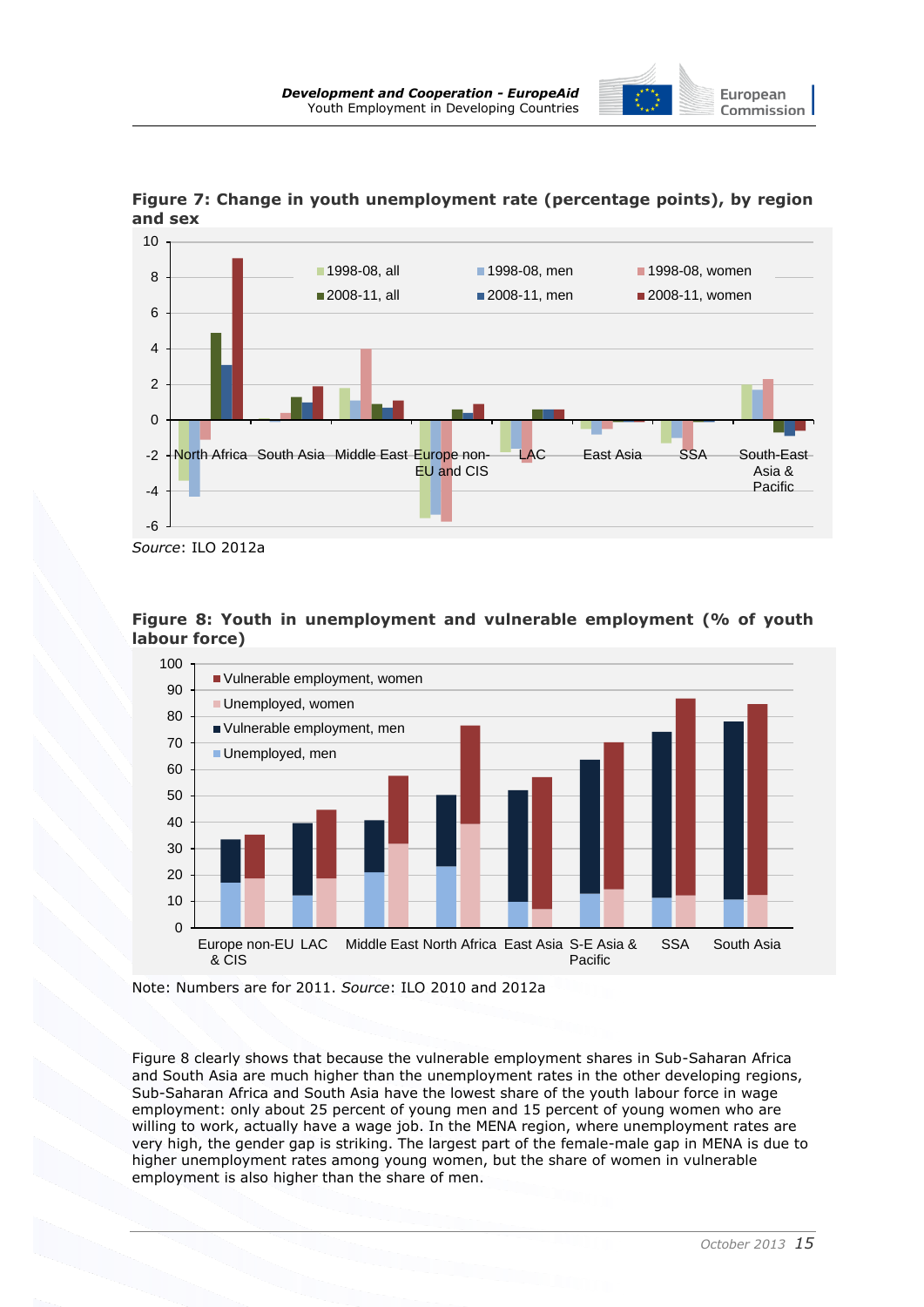**Figure 7: Change in youth unemployment rate (percentage points), by region and sex**

10
8
6
4
2
0
-2
-4
-6

1998-08, all
1998-08, men
1998-08, women
2008-11, all
2008-11, men
2008-11, women

North Africa
South Asia
Middle East
Europe non-EU and CIS
LAC
East Asia
SSA
South-East Asia & Pacific

*Source*: ILO 2012a

**Figure 8: Youth in unemployment and vulnerable employment (% of youth labour force)**

100
90
80
70
60
50
40
30
20
10
0

Vulnerable employment, women
Unemployed, women
Vulnerable employment, men
Unemployed, men

Europe non-EU & CIS
LAC
Middle East
North Africa
East Asia
S-E Asia & Pacific
SSA
South Asia

Note: Numbers are for 2011. *Source*: ILO 2010 and 2012a

Figure 8 clearly shows that because the vulnerable employment shares in Sub-Saharan Africa and South Asia are much higher than the unemployment rates in the other developing regions, Sub-Saharan Africa and South Asia have the lowest share of the youth labour force in wage employment: only about 25 percent of young men and 15 percent of young women who are willing to work, actually have a wage job. In the MENA region, where unemployment rates are very high, the gender gap is striking. The largest part of the female-male gap in MENA is due to higher unemployment rates among young women, but the share of women in vulnerable employment is also higher than the share of men.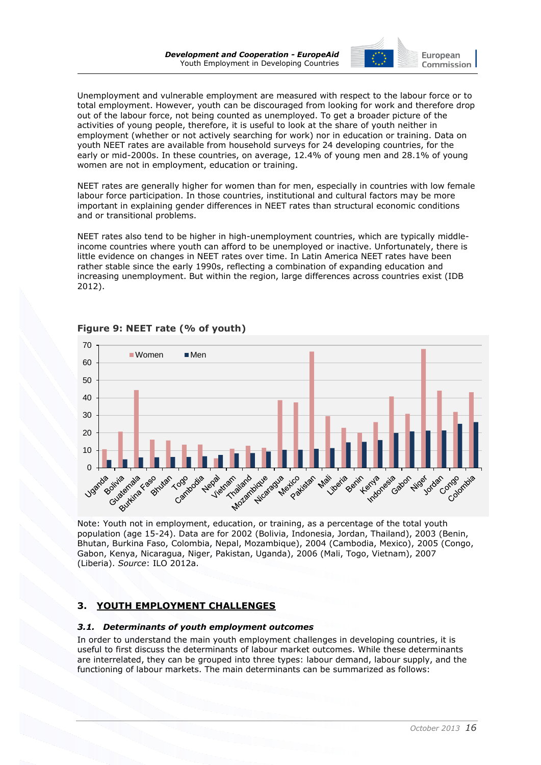Unemployment and vulnerable employment are measured with respect to the labour force or to total employment. However, youth can be discouraged from looking for work and therefore drop out of the labour force, not being counted as unemployed. To get a broader picture of the activities of young people, therefore, it is useful to look at the share of youth neither in employment (whether or not actively searching for work) nor in education or training. Data on youth NEET rates are available from household surveys for 24 developing countries, for the early or mid-2000s. In these countries, on average, 12.4% of young men and 28.1% of young women are not in employment, education or training.

NEET rates are generally higher for women than for men, especially in countries with low female labour force participation. In those countries, institutional and cultural factors may be more important in explaining gender differences in NEET rates than structural economic conditions and or transitional problems.

NEET rates also tend to be higher in high-unemployment countries, which are typically middle-income countries where youth can afford to be unemployed or inactive. Unfortunately, there is little evidence on changes in NEET rates over time. In Latin America NEET rates have been rather stable since the early 1990s, reflecting a combination of expanding education and increasing unemployment. But within the region, large differences across countries exist (IDB 2012).

**Figure 9: NEET rate (% of youth)**

70
60
50
40
30
20
10
0

Women
Men

Uganda, Bolivia, Guatemala, Burkina Faso, Bhutan, Togo, Cambodia, Nepal, Vietnam, Thailand, Mozambique, Nicaragua, Mexico, Pakistan, Mali, Liberia, Benin, Kenya, Indonesia, Gabon, Niger, Jordan, Congo, Colombia

Note: Youth not in employment, education, or training, as a percentage of the total youth population (age 15-24). Data are for 2002 (Bolivia, Indonesia, Jordan, Thailand), 2003 (Benin, Bhutan, Burkina Faso, Colombia, Nepal, Mozambique), 2004 (Cambodia, Mexico), 2005 (Congo, Gabon, Kenya, Nicaragua, Niger, Pakistan, Uganda), 2006 (Mali, Togo, Vietnam), 2007 (Liberia). *Source*: ILO 2012a.

## 3. YOUTH EMPLOYMENT CHALLENGES

### *3.1. Determinants of youth employment outcomes*

In order to understand the main youth employment challenges in developing countries, it is useful to first discuss the determinants of labour market outcomes. While these determinants are interrelated, they can be grouped into three types: labour demand, labour supply, and the functioning of labour markets. The main determinants can be summarized as follows: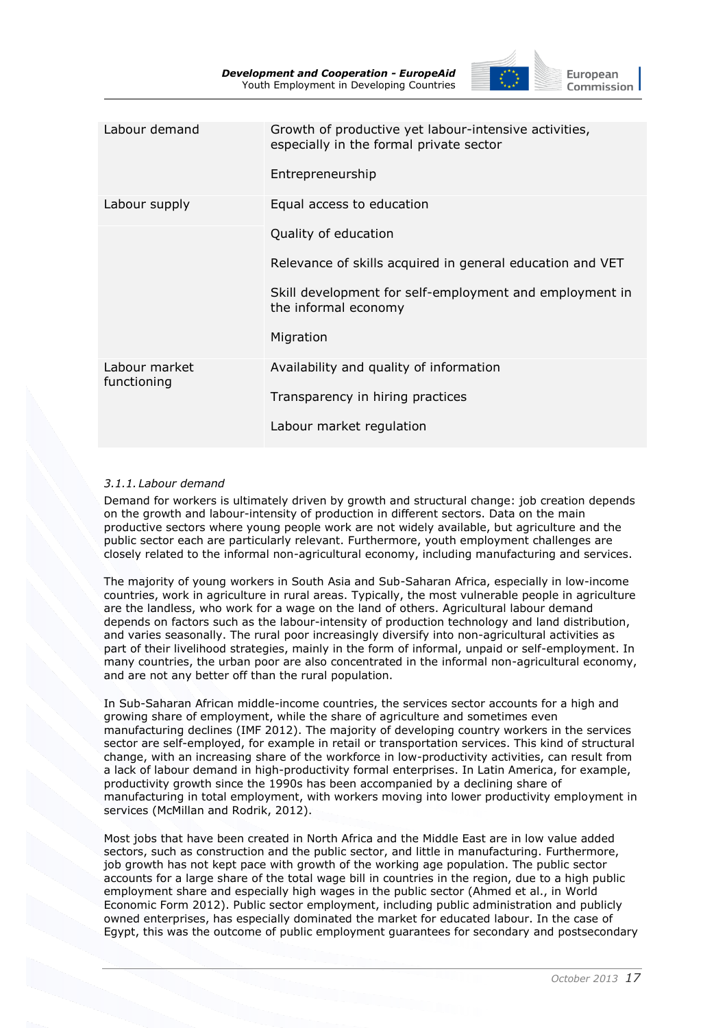| | |
|---|---|
| Labour demand | Growth of productive yet labour-intensive activities, especially in the formal private sector<br><br>Entrepreneurship |
| Labour supply | Equal access to education<br><br>Quality of education<br><br>Relevance of skills acquired in general education and VET<br><br>Skill development for self-employment and employment in the informal economy<br><br>Migration |
| Labour market functioning | Availability and quality of information<br><br>Transparency in hiring practices<br><br>Labour market regulation |

### *3.1.1. Labour demand*

Demand for workers is ultimately driven by growth and structural change: job creation depends on the growth and labour-intensity of production in different sectors. Data on the main productive sectors where young people work are not widely available, but agriculture and the public sector are particularly relevant. Furthermore, youth employment challenges are closely related to the informal non-agricultural economy, including manufacturing and services.

The majority of young workers in South Asia and Sub-Saharan Africa, especially in low-income countries, work in agriculture in rural areas. Typically, the most vulnerable people in agriculture are the landless, who work for a wage on the land of others. Agricultural labour demand depends on factors such as the labour-intensity of production technology and land distribution, and varies seasonally. The rural poor increasingly diversify into non-agricultural activities as part of their livelihood strategies, mainly in the form of informal, unpaid or self-employment. In many countries, the urban poor are also concentrated in the informal non-agricultural economy, and are not any better off than the rural population.

In Sub-Saharan African middle-income countries, the services sector accounts for a high and growing share of employment, while the share of agriculture and sometimes even manufacturing declines (IMF 2012). The majority of developing country workers in the services sector are self-employed, for example in retail or transportation services. This kind of structural change, with an increasing share of the workforce in low-productivity activities, can result from a lack of labour demand in high-productivity formal enterprises. In Latin America, for example, productivity growth since the 1990s has been accompanied by a declining share of manufacturing in total employment, with workers moving into lower productivity employment in services (McMillan and Rodrik, 2012).

Most jobs that have been created in North Africa and the Middle East are in low value added sectors, such as construction and the public sector, and little in manufacturing. Furthermore, job growth has not kept pace with growth of the working age population. The public sector accounts for a large share of the total wage bill in countries in the region, due to a high public employment share and especially high wages in the public sector (Ahmed et al., in World Economic Form 2012). Public sector employment, including public administration and publicly owned enterprises, has especially dominated the market for educated labour. In the case of Egypt, this was the outcome of public employment guarantees for secondary and postsecondary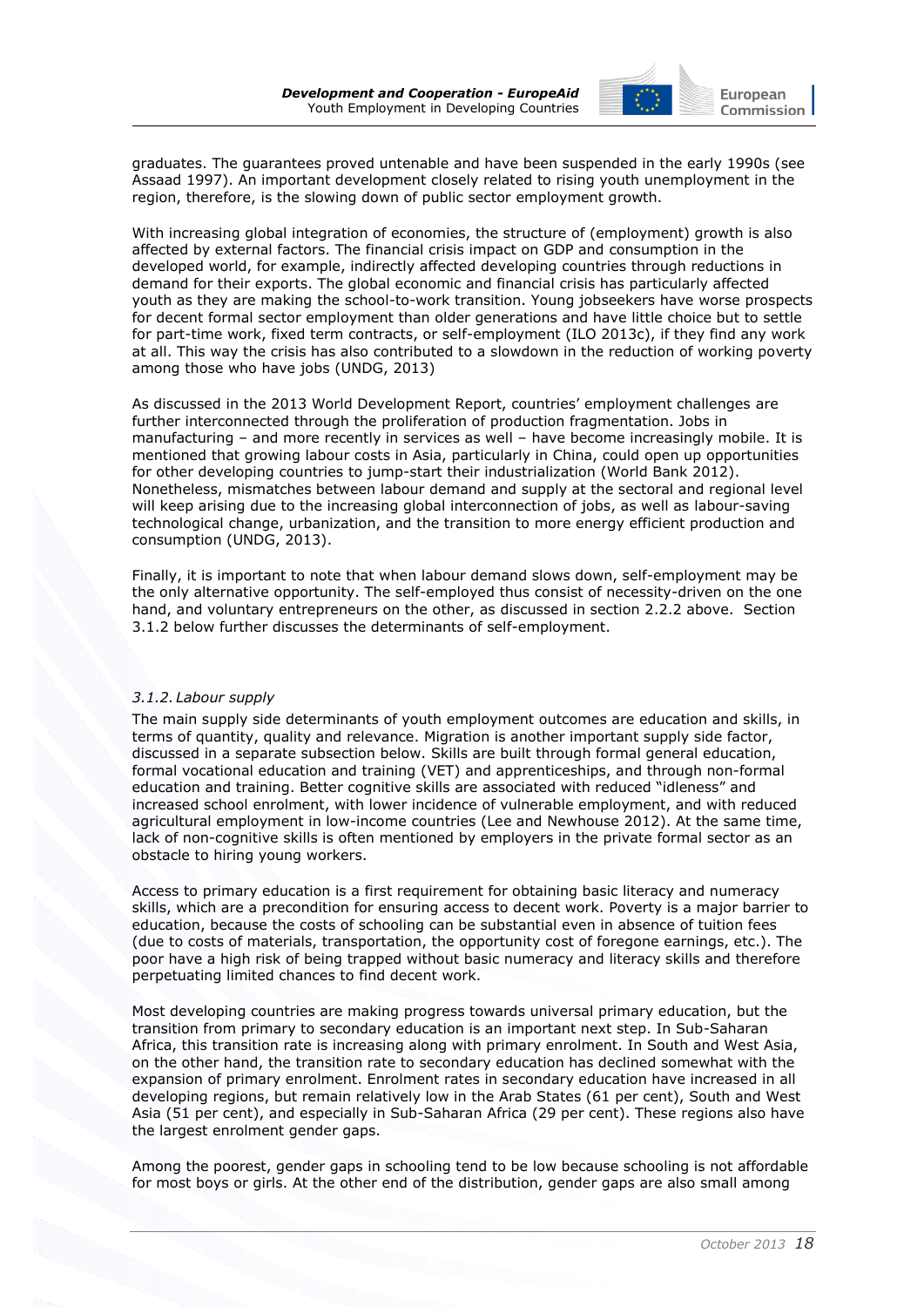graduates. The guarantees proved untenable and have been suspended in the early 1990s (see Assaad 1997). An important development closely related to rising youth unemployment in the region, therefore, is the slowing down of public sector employment growth.

With increasing global integration of economies, the structure of (employment) growth is also affected by external factors. The financial crisis impact on GDP and consumption in the developed world, for example, indirectly affected developing countries through reductions in demand for their exports. The global economic and financial crisis has particularly affected youth as they are making the school-to-work transition. Young jobseekers have worse prospects for decent formal sector employment than older generations and have little choice but to settle for part-time work, fixed term contracts, or self-employment (ILO 2013c), if they find any work at all. This way the crisis has also contributed to a slowdown in the reduction of working poverty among those who have jobs (UNDG, 2013)

As discussed in the 2013 World Development Report, countries' employment challenges are further interconnected through the proliferation of production fragmentation. Jobs in manufacturing – and more recently in services as well – have become increasingly mobile. It is mentioned that growing labour costs in Asia, particularly in China, could open up opportunities for other developing countries to jump-start their industrialization (World Bank 2012). Nonetheless, mismatches between labour demand and supply at the sectoral and regional level will keep arising due to the increasing global interconnection of jobs, as well as labour-saving technological change, urbanization, and the transition to more energy efficient production and consumption (UNDG, 2013).

Finally, it is important to note that when labour demand slows down, self-employment may be the only alternative opportunity. The self-employed thus consist of necessity-driven on the one hand, and voluntary entrepreneurs on the other, as discussed in section 2.2.2 above. Section 3.1.2 below further discusses the determinants of self-employment.

### *3.1.2. Labour supply*

The main supply side determinants of youth employment outcomes are education and skills, in terms of quantity, quality and relevance. Migration is another important supply side factor, discussed in a separate subsection below. Skills are built through formal general education, formal vocational education and training (VET) and apprenticeships, and through non-formal education and training. Better cognitive skills are associated with reduced "idleness" and increased school enrolment, with lower incidence of vulnerable employment, and with reduced agricultural employment in low-income countries (Lee and Newhouse 2012). At the same time, lack of non-cognitive skills is often mentioned by employers in the private formal sector as an obstacle to hiring young workers.

Access to primary education is a first requirement for obtaining basic literacy and numeracy skills, which are a precondition for ensuring access to decent work. Poverty is a major barrier to education, because the costs of schooling can be substantial even in absence of tuition fees (due to costs of materials, transportation, the opportunity cost of foregone earnings, etc.). The poor have a high risk of being trapped without basic numeracy and literacy skills and therefore perpetuating limited chances to find decent work.

Most developing countries are making progress towards universal primary education, but the transition from primary to secondary education is an important next step. In Sub-Saharan Africa, this transition rate is increasing along with primary enrolment. In South and West Asia, on the other hand, the transition rate to secondary education has declined somewhat with the expansion of primary enrolment. Enrolment rates in secondary education have increased in all developing regions, but remain relatively low in the Arab States (61 per cent), South and West Asia (51 per cent), and especially in Sub-Saharan Africa (29 per cent). These regions also have the largest enrolment gender gaps.

Among the poorest, gender gaps in schooling tend to be low because schooling is not affordable for most boys or girls. At the other end of the distribution, gender gaps are also small among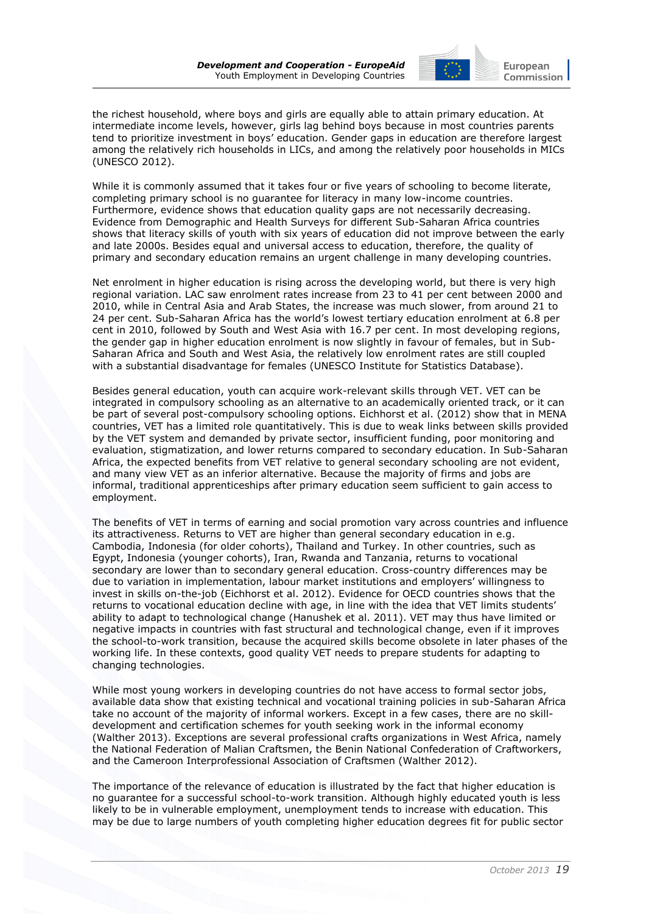the richest household, where boys and girls are equally able to attain primary education. At intermediate income levels, however, girls lag behind boys because in most countries parents tend to prioritize investment in boys' education. Gender gaps in education are therefore largest among the relatively rich households in LICs, and among the relatively poor households in MICs (UNESCO 2012).

While it is commonly assumed that it takes four or five years of schooling to become literate, completing primary school is no guarantee for literacy in many low-income countries. Furthermore, evidence shows that education quality gaps are not necessarily decreasing. Evidence from Demographic and Health Surveys for different Sub-Saharan Africa countries shows that literacy skills of youth with six years of education did not improve between the early and late 2000s. Besides equal and universal access to education, therefore, the quality of primary and secondary education remains an urgent challenge in many developing countries.

Net enrolment in higher education is rising across the developing world, but there is very high regional variation. LAC saw enrolment rates increase from 23 to 41 per cent between 2000 and 2010, while in Central Asia and Arab States, the increase was much slower, from around 21 to 24 per cent. Sub-Saharan Africa has the world's lowest tertiary education enrolment at 6.8 per cent in 2010, followed by South and West Asia with 16.7 per cent. In most developing regions, the gender gap in higher education enrolment is now slightly in favour of females, but in Sub-Saharan Africa and South and West Asia, the relatively low enrolment rates are still coupled with a substantial disadvantage for females (UNESCO Institute for Statistics Database).

Besides general education, youth can acquire work-relevant skills through VET. VET can be integrated in compulsory schooling as an alternative to an academically oriented track, or it can be part of several post-compulsory schooling options. Eichhorst et al. (2012) show that in MENA countries, VET has a limited role quantitatively. This is due to weak links between skills provided by the VET system and demanded by private sector, insufficient funding, poor monitoring and evaluation, stigmatization, and lower returns compared to secondary education. In Sub-Saharan Africa, the expected benefits from VET relative to general secondary schooling are not evident, and many view VET as an inferior alternative. Because the majority of firms and jobs are informal, traditional apprenticeships after primary education seem sufficient to gain access to employment.

The benefits of VET in terms of earning and social promotion vary across countries and influence its attractiveness. Returns to VET are higher than general secondary education in e.g. Cambodia, Indonesia (for older cohorts), Thailand and Turkey. In other countries, such as Egypt, Indonesia (younger cohorts), Iran, Rwanda and Tanzania, returns to vocational secondary are lower than to secondary general education. Cross-country differences may be due to variation in implementation, labour market institutions and employers' willingness to invest in skills on-the-job (Eichhorst et al. 2012). Evidence for OECD countries shows that the returns to vocational education decline with age, in line with the idea that VET limits students' ability to adapt to technological change (Hanushek et al. 2011). VET may thus have limited or negative impacts in countries with fast structural and technological change, even if it improves the school-to-work transition, because the acquired skills become obsolete in later phases of the working life. In these contexts, good quality VET needs to prepare students for adapting to changing technologies.

While most young workers in developing countries do not have access to formal sector jobs, available data show that existing technical and vocational training policies in sub-Saharan Africa take no account of the majority of informal workers. Except in a few cases, there are no skill-development and certification schemes for youth seeking work in the informal economy (Walther 2013). Exceptions are several professional crafts organizations in West Africa, namely the National Federation of Malian Craftsmen, the Benin National Confederation of Craftworkers, and the Cameroon Interprofessional Association of Craftsmen (Walther 2012).

The importance of the relevance of education is illustrated by the fact that higher education is no guarantee for a successful school-to-work transition. Although highly educated youth is less likely to be in vulnerable employment, unemployment tends to increase with education. This may be due to large numbers of youth completing higher education degrees fit for public sector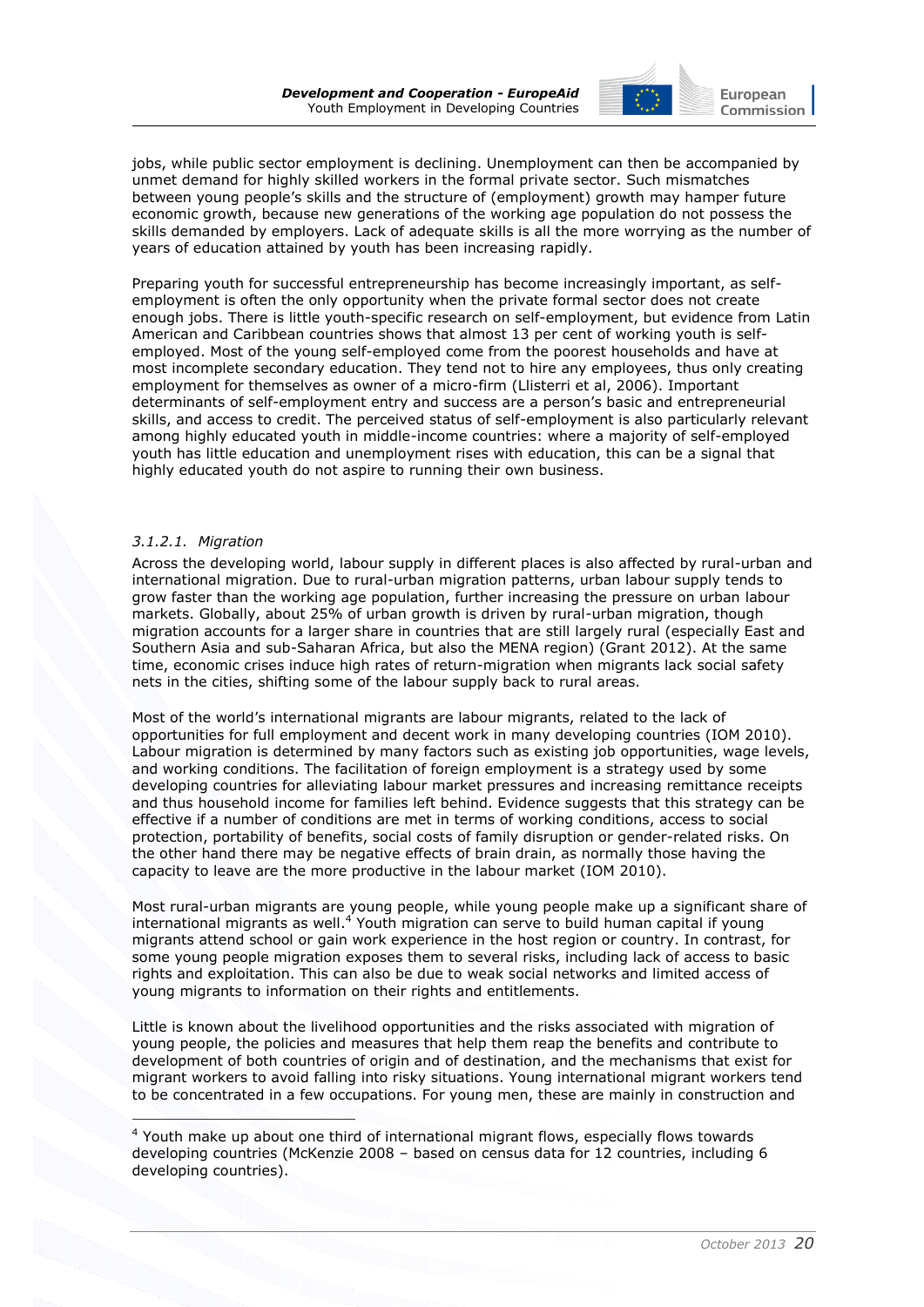jobs, while public sector employment is declining. Unemployment can then be accompanied by unmet demand for highly skilled workers in the formal private sector. Such mismatches between young people's skills and the structure of (employment) growth may hamper future economic growth, because new generations of the working age population do not possess the skills demanded by employers. Lack of adequate skills is all the more worrying as the number of years of education attained by youth has been increasing rapidly.

Preparing youth for successful entrepreneurship has become increasingly important, as self-employment is often the only opportunity when the private formal sector does not create enough jobs. There is little youth-specific research on self-employment, but evidence from Latin American and Caribbean countries shows that almost 13 per cent of working youth is self-employed. Most of the young self-employed come from the poorest households and have at most incomplete secondary education. They tend not to hire any employees, thus only creating employment for themselves as owner of a micro-firm (Llisterri et al, 2006). Important determinants of self-employment entry and success are a person's basic and entrepreneurial skills, and access to credit. The perceived status of self-employment is also particularly relevant among highly educated youth in middle-income countries: where a majority of self-employed youth has little education and unemployment rises with education, this can be a signal that highly educated youth do not aspire to running their own business.

#### *3.1.2.1. Migration*

Across the developing world, labour supply in different places is also affected by rural-urban and international migration. Due to rural-urban migration patterns, urban labour supply tends to grow faster than the working age population, further increasing the pressure on urban labour markets. Globally, about 25% of urban growth is driven by rural-urban migration, though migration accounts for a larger share in countries that are still largely rural (especially East and Southern Asia and sub-Saharan Africa, but also the MENA region) (Grant 2012). At the same time, economic crises induce high rates of return-migration when migrants lack social safety nets in the cities, shifting some of the labour supply back to rural areas.

Most of the world's international migrants are labour migrants, related to the lack of opportunities for full employment and decent work in many developing countries (IOM 2010). Labour migration is determined by many factors such as existing job opportunities, wage levels, and working conditions. The facilitation of foreign employment is a strategy used by some developing countries for alleviating labour market pressures and increasing remittance receipts and thus household income for families left behind. Evidence suggests that this strategy can be effective if a number of conditions are met in terms of working conditions, access to social protection, portability of benefits, social costs of family disruption or gender-related risks. On the other hand there may be negative effects of brain drain, as normally those having the capacity to leave are the more productive in the labour market (IOM 2010).

Most rural-urban migrants are young people, while young people make up a significant share of international migrants as well.[4] Youth migration can serve to build human capital if young migrants attend school or gain work experience in the host region or country. In contrast, for some young people migration exposes them to several risks, including lack of access to basic rights and exploitation. This can also be due to weak social networks and limited access of young migrants to information on their rights and entitlements.

Little is known about the livelihood opportunities and the risks associated with migration of young people, the policies and measures that help them reap the benefits and contribute to development of both countries of origin and of destination, and the mechanisms that exist for migrant workers to avoid falling into risky situations. Young international migrant workers tend to be concentrated in a few occupations. For young men, these are mainly in construction and

[4] Youth make up about one third of international migrant flows, especially flows towards developing countries (McKenzie 2008 – based on census data for 12 countries, including 6 developing countries).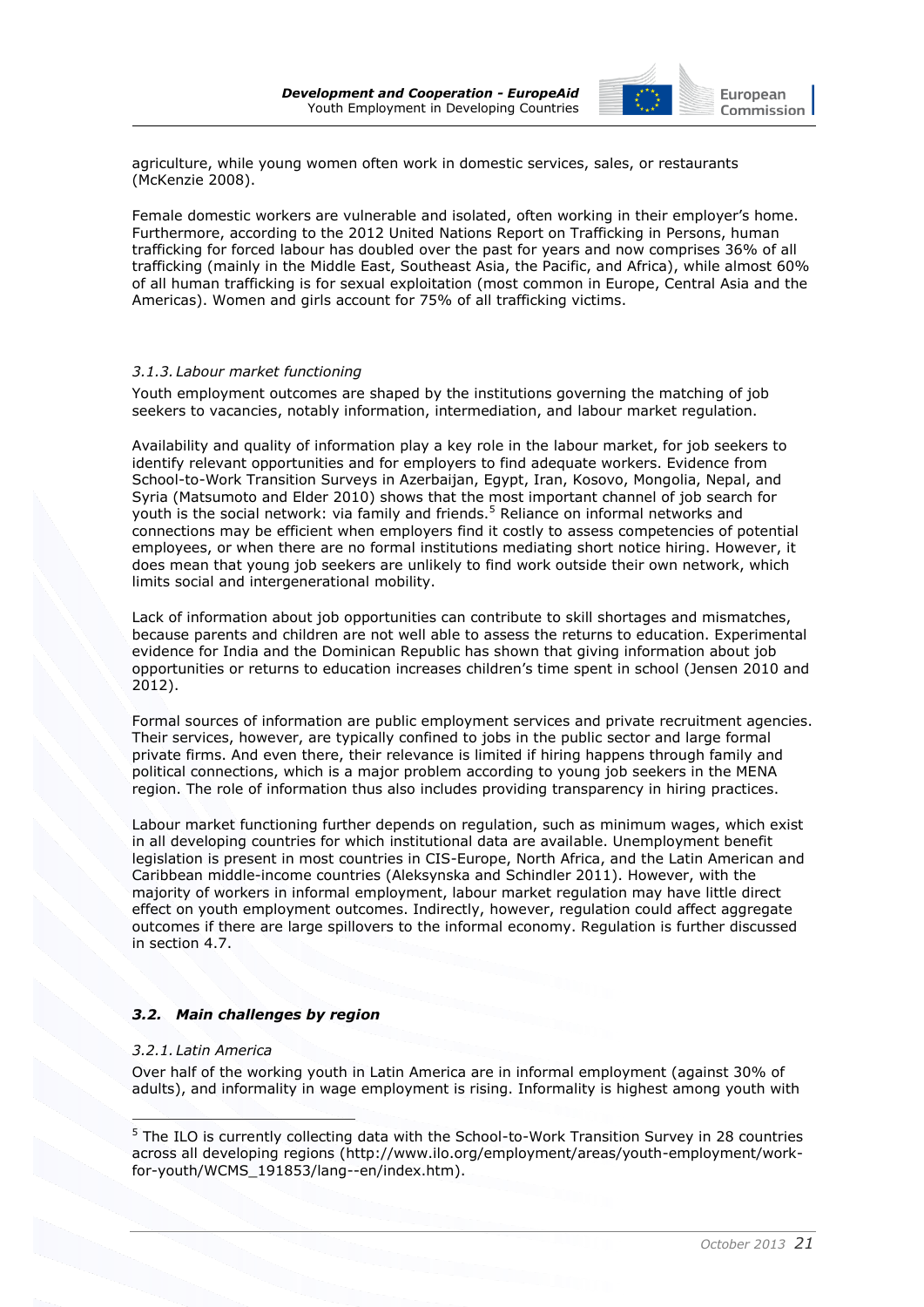agriculture, while young women often work in domestic services, sales, or restaurants (McKenzie 2008).

Female domestic workers are vulnerable and isolated, often working in their employer's home. Furthermore, according to the 2012 United Nations Report on Trafficking in Persons, human trafficking for forced labour has doubled over the past for years and now comprises 36% of all trafficking (mainly in the Middle East, Southeast Asia, the Pacific, and Africa), while almost 60% of all human trafficking is for sexual exploitation (most common in Europe, Central Asia and the Americas). Women and girls account for 75% of all trafficking victims.

#### *3.1.3. Labour market functioning*

Youth employment outcomes are shaped by the institutions governing the matching of job seekers to vacancies, notably information, intermediation, and labour market regulation.

Availability and quality of information play a key role in the labour market, for job seekers to identify relevant opportunities and for employers to find adequate workers. Evidence from School-to-Work Transition Surveys in Azerbaijan, Egypt, Iran, Kosovo, Mongolia, Nepal, and Syria (Matsumoto and Elder 2010) shows that the most important channel of job search for youth is the social network: via family and friends.[5] Reliance on informal networks and connections may be efficient when employers find it costly to assess competencies of potential employees, or when there are no formal institutions mediating short notice hiring. However, it does mean that young job seekers are unlikely to find work outside their own network, which limits social and intergenerational mobility.

Lack of information about job opportunities can contribute to skill shortages and mismatches, because parents and children are not well able to assess the returns to education. Experimental evidence for India and the Dominican Republic has shown that giving information about job opportunities or returns to education increases children's time spent in school (Jensen 2010 and 2012).

Formal sources of information are public employment services and private recruitment agencies. Their services, however, are typically confined to jobs in the public sector and large formal private firms. And even there, their relevance is limited if hiring happens through family and political connections, which is a major problem according to young job seekers in the MENA region. The role of information thus also includes providing transparency in hiring practices.

Labour market functioning further depends on regulation, such as minimum wages, which exist in all developing countries for which institutional data are available. Unemployment benefit legislation is present in most countries in CIS-Europe, North Africa, and the Latin American and Caribbean middle-income countries (Aleksynska and Schindler 2011). However, with the majority of workers in informal employment, labour market regulation may have little direct effect on youth employment outcomes. Indirectly, however, regulation could affect aggregate outcomes if there are large spillovers to the informal economy. Regulation is further discussed in section 4.7.

### *3.2. Main challenges by region*

#### *3.2.1. Latin America*

Over half of the working youth in Latin America are in informal employment (against 30% of adults), and informality in wage employment is rising. Informality is highest among youth with

[5] The ILO is currently collecting data with the School-to-Work Transition Survey in 28 countries across all developing regions (http://www.ilo.org/employment/areas/youth-employment/work-for-youth/WCMS_191853/lang--en/index.htm).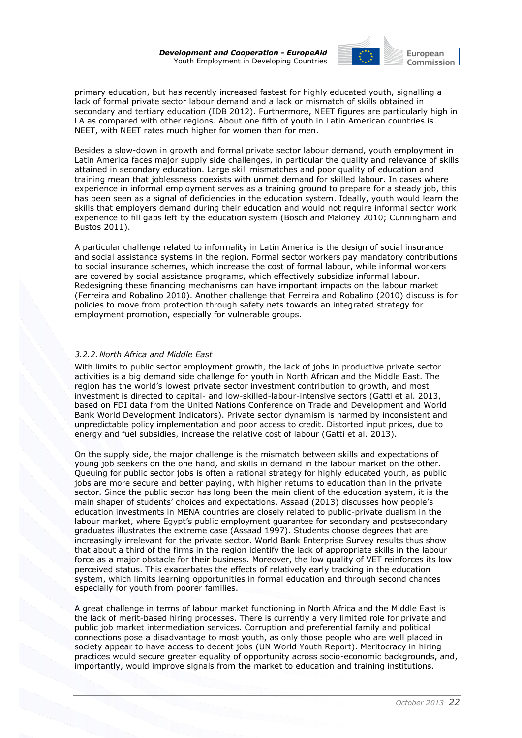primary education, but has recently increased fastest for highly educated youth, signalling a lack of formal private sector labour demand and a lack or mismatch of skills obtained in secondary and tertiary education (IDB 2012). Furthermore, NEET figures are particularly high in LA as compared with other regions. About one fifth of youth in Latin American countries is NEET, with NEET rates much higher for women than for men.

Besides a slow-down in growth and formal private sector labour demand, youth employment in Latin America faces major supply side challenges, in particular the quality and relevance of skills attained in secondary education. Large skill mismatches and poor quality of education and training mean that joblessness coexists with unmet demand for skilled labour. In cases where experience in informal employment serves as a training ground to prepare for a steady job, this has been seen as a signal of deficiencies in the education system. Ideally, youth would learn the skills that employers demand during their education and would not require informal sector work experience to fill gaps left by the education system (Bosch and Maloney 2010; Cunningham and Bustos 2011).

A particular challenge related to informality in Latin America is the design of social insurance and social assistance systems in the region. Formal sector workers pay mandatory contributions to social insurance schemes, which increase the cost of formal labour, while informal workers are covered by social assistance programs, which effectively subsidize informal labour. Redesigning these financing mechanisms can have important impacts on the labour market (Ferreira and Robalino 2010). Another challenge that Ferreira and Robalino (2010) discuss is for policies to move from protection through safety nets towards an integrated strategy for employment promotion, especially for vulnerable groups.

### *3.2.2. North Africa and Middle East*

With limits to public sector employment growth, the lack of jobs in productive private sector activities is a big demand side challenge for youth in North African and the Middle East. The region has the world's lowest private sector investment contribution to growth, and most investment is directed to capital- and low-skilled-labour-intensive sectors (Gatti et al. 2013, based on FDI data from the United Nations Conference on Trade and Development and World Bank World Development Indicators). Private sector dynamism is harmed by inconsistent and unpredictable policy implementation and poor access to credit. Distorted input prices, due to energy and fuel subsidies, increase the relative cost of labour (Gatti et al. 2013).

On the supply side, the major challenge is the mismatch between skills and expectations of young job seekers on the one hand, and skills in demand in the labour market on the other. Queuing for public sector jobs is often a rational strategy for highly educated youth, as public jobs are more secure and better paying, with higher returns to education than in the private sector. Since the public sector has long been the main client of the education system, it is the main shaper of students' choices and expectations. Assaad (2013) discusses how people's education investments in MENA countries are closely related to public-private dualism in the labour market, where Egypt's public employment guarantee for secondary and postsecondary graduates illustrates the extreme case (Assaad 1997). Students choose degrees that are increasingly irrelevant for the private sector. World Bank Enterprise Survey results thus show that about a third of the firms in the region identify the lack of appropriate skills in the labour force as a major obstacle for their business. Moreover, the low quality of VET reinforces its low perceived status. This exacerbates the effects of relatively early tracking in the education system, which limits learning opportunities in formal education and through second chances especially for youth from poorer families.

A great challenge in terms of labour market functioning in North Africa and the Middle East is the lack of merit-based hiring processes. There is currently a very limited role for private and public job market intermediation services. Corruption and preferential family and political connections pose a disadvantage to most youth, as only those people who are well placed in society appear to have access to decent jobs (UN World Youth Report). Meritocracy in hiring practices would secure greater equality of opportunity across socio-economic backgrounds, and, importantly, would improve signals from the market to education and training institutions.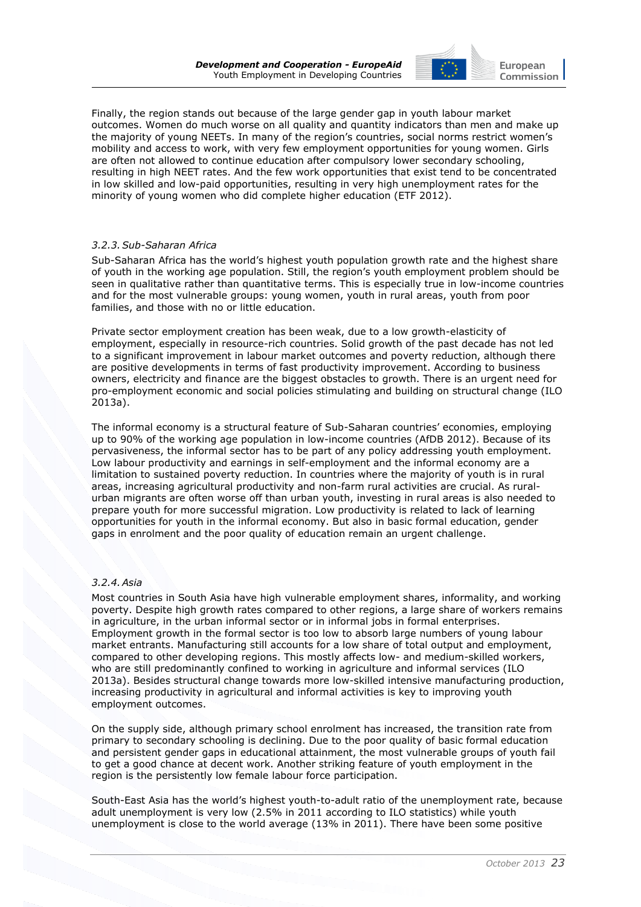Finally, the region stands out because of the large gender gap in youth labour market outcomes. Women do much worse on all quality and quantity indicators than men and make up the majority of young NEETs. In many of the region's countries, social norms restrict women's mobility and access to work, with very few employment opportunities for young women. Girls are often not allowed to continue education after compulsory lower secondary schooling, resulting in high NEET rates. And the few work opportunities that exist tend to be concentrated in low skilled and low-paid opportunities, resulting in very high unemployment rates for the minority of young women who did complete higher education (ETF 2012).

### *3.2.3. Sub-Saharan Africa*

Sub-Saharan Africa has the world's highest youth population growth rate and the highest share of youth in the working age population. Still, the region's youth employment problem should be seen in qualitative rather than quantitative terms. This is especially true in low-income countries and for the most vulnerable groups: young women, youth in rural areas, youth from poor families, and those with no or little education.

Private sector employment creation has been weak, due to a low growth-elasticity of employment, especially in resource-rich countries. Solid growth of the past decade has not led to a significant improvement in labour market outcomes and poverty reduction, although there are positive developments in terms of fast productivity improvement. According to business owners, electricity and finance are the biggest obstacles to growth. There is an urgent need for pro-employment economic and social policies stimulating and building on structural change (ILO 2013a).

The informal economy is a structural feature of Sub-Saharan countries' economies, employing up to 90% of the working age population in low-income countries (AfDB 2012). Because of its pervasiveness, the informal sector has to be part of any policy addressing youth employment. Low labour productivity and earnings in self-employment and the informal economy are a limitation to sustained poverty reduction. In countries where the majority of youth is in rural areas, increasing agricultural productivity and non-farm rural activities are crucial. As rural-urban migrants are often worse off than urban youth, investing in rural areas is also needed to prepare youth for more successful migration. Low productivity is related to lack of learning opportunities for youth in the informal economy. But also in basic formal education, gender gaps in enrolment and the poor quality of education remain an urgent challenge.

### *3.2.4. Asia*

Most countries in South Asia have high vulnerable employment shares, informality, and working poverty. Despite high growth rates compared to other regions, a large share of workers remains in agriculture, in the urban informal sector or in informal jobs in formal enterprises. Employment growth in the formal sector is too low to absorb large numbers of young labour market entrants. Manufacturing still accounts for a low share of total output and employment, compared to other developing regions. This mostly affects low- and medium-skilled workers, who are still predominantly confined to working in agriculture and informal services (ILO 2013a). Besides structural change towards more low-skilled intensive manufacturing production, increasing productivity in agricultural and informal activities is key to improving youth employment outcomes.

On the supply side, although primary school enrolment has increased, the transition rate from primary to secondary schooling is declining. Due to the poor quality of basic formal education and persistent gender gaps in educational attainment, the most vulnerable groups of youth fail to get a good chance at decent work. Another striking feature of youth employment in the region is the persistently low female labour force participation.

South-East Asia has the world's highest youth-to-adult ratio of the unemployment rate, because adult unemployment is very low (2.5% in 2011 according to ILO statistics) while youth unemployment is close to the world average (13% in 2011). There have been some positive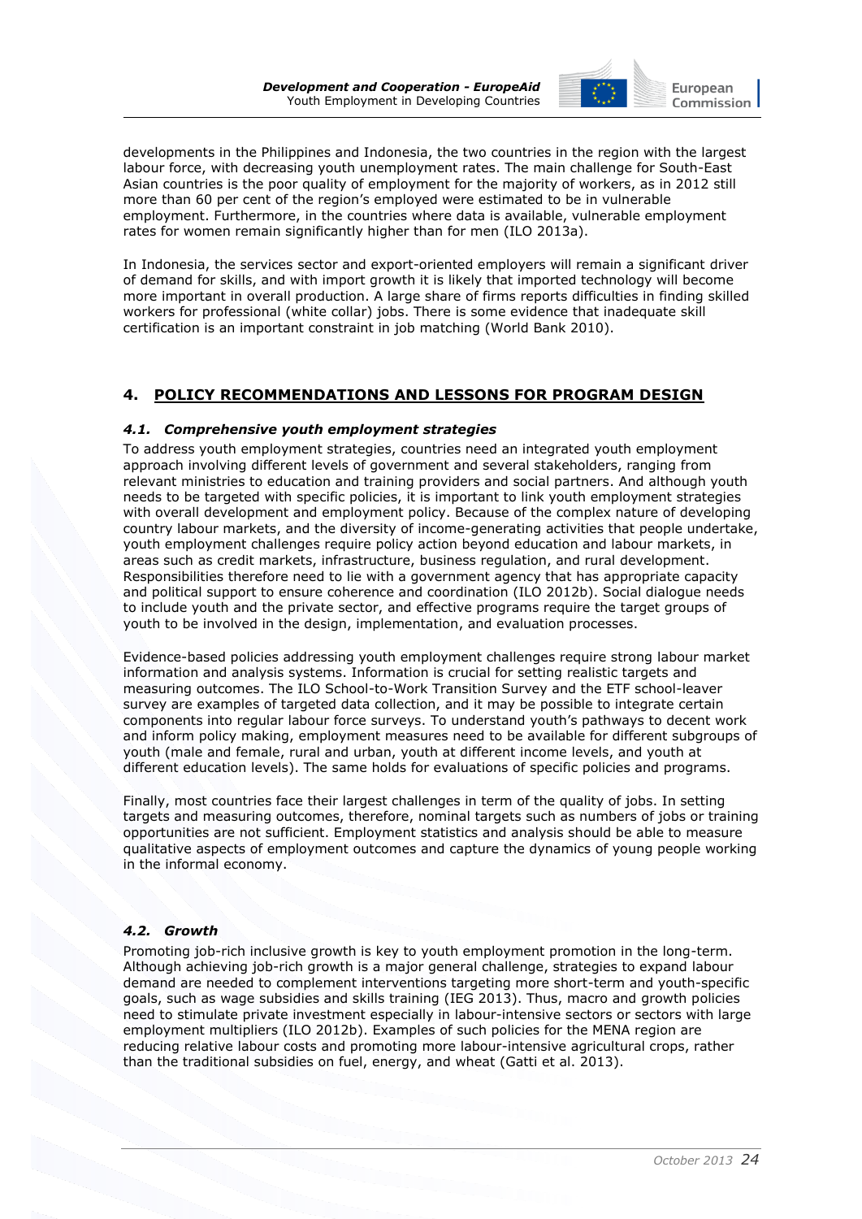developments in the Philippines and Indonesia, the two countries in the region with the largest labour force, with decreasing youth unemployment rates. The main challenge for South-East Asian countries is the poor quality of employment for the majority of workers, as in 2012 still more than 60 per cent of the region's employed were estimated to be in vulnerable employment. Furthermore, in the countries where data is available, vulnerable employment rates for women remain significantly higher than for men (ILO 2013a).

In Indonesia, the services sector and export-oriented employers will remain a significant driver of demand for skills, and with import growth it is likely that imported technology will become more important in overall production. A large share of firms reports difficulties in finding skilled workers for professional (white collar) jobs. There is some evidence that inadequate skill certification is an important constraint in job matching (World Bank 2010).

## 4. POLICY RECOMMENDATIONS AND LESSONS FOR PROGRAM DESIGN

### *4.1. Comprehensive youth employment strategies*

To address youth employment strategies, countries need an integrated youth employment approach involving different levels of government and several stakeholders, ranging from relevant ministries to education and training providers and social partners. And although youth needs to be targeted with specific policies, it is important to link youth employment strategies with overall development and employment policy. Because of the complex nature of developing country labour markets, and the diversity of income-generating activities that people undertake, youth employment challenges require policy action beyond education and labour markets, in areas such as credit markets, infrastructure, business regulation, and rural development. Responsibilities therefore need to lie with a government agency that has appropriate capacity and political support to ensure coherence and coordination (ILO 2012b). Social dialogue needs to include youth and the private sector, and effective programs require the target groups of youth to be involved in the design, implementation, and evaluation processes.

Evidence-based policies addressing youth employment challenges require strong labour market information and analysis systems. Information is crucial for setting realistic targets and measuring outcomes. The ILO School-to-Work Transition Survey and the ETF school-leaver survey are examples of targeted data collection, and it may be possible to integrate certain components into regular labour force surveys. To understand youth's pathways to decent work and inform policy making, employment measures need to be available for different subgroups of youth (male and female, rural and urban, youth at different income levels, and youth at different education levels). The same holds for evaluations of specific policies and programs.

Finally, most countries face their largest challenges in term of the quality of jobs. In setting targets and measuring outcomes, therefore, nominal targets such as numbers of jobs or training opportunities are not sufficient. Employment statistics and analysis should be able to measure qualitative aspects of employment outcomes and capture the dynamics of young people working in the informal economy.

### *4.2. Growth*

Promoting job-rich inclusive growth is key to youth employment promotion in the long-term. Although achieving job-rich growth is a major general challenge, strategies to expand labour demand are needed to complement interventions targeting more short-term and youth-specific goals, such as wage subsidies and skills training (IEG 2013). Thus, macro and growth policies need to stimulate private investment especially in labour-intensive sectors or sectors with large employment multipliers (ILO 2012b). Examples of such policies for the MENA region are reducing relative labour costs and promoting more labour-intensive agricultural crops, rather than the traditional subsidies on fuel, energy, and wheat (Gatti et al. 2013).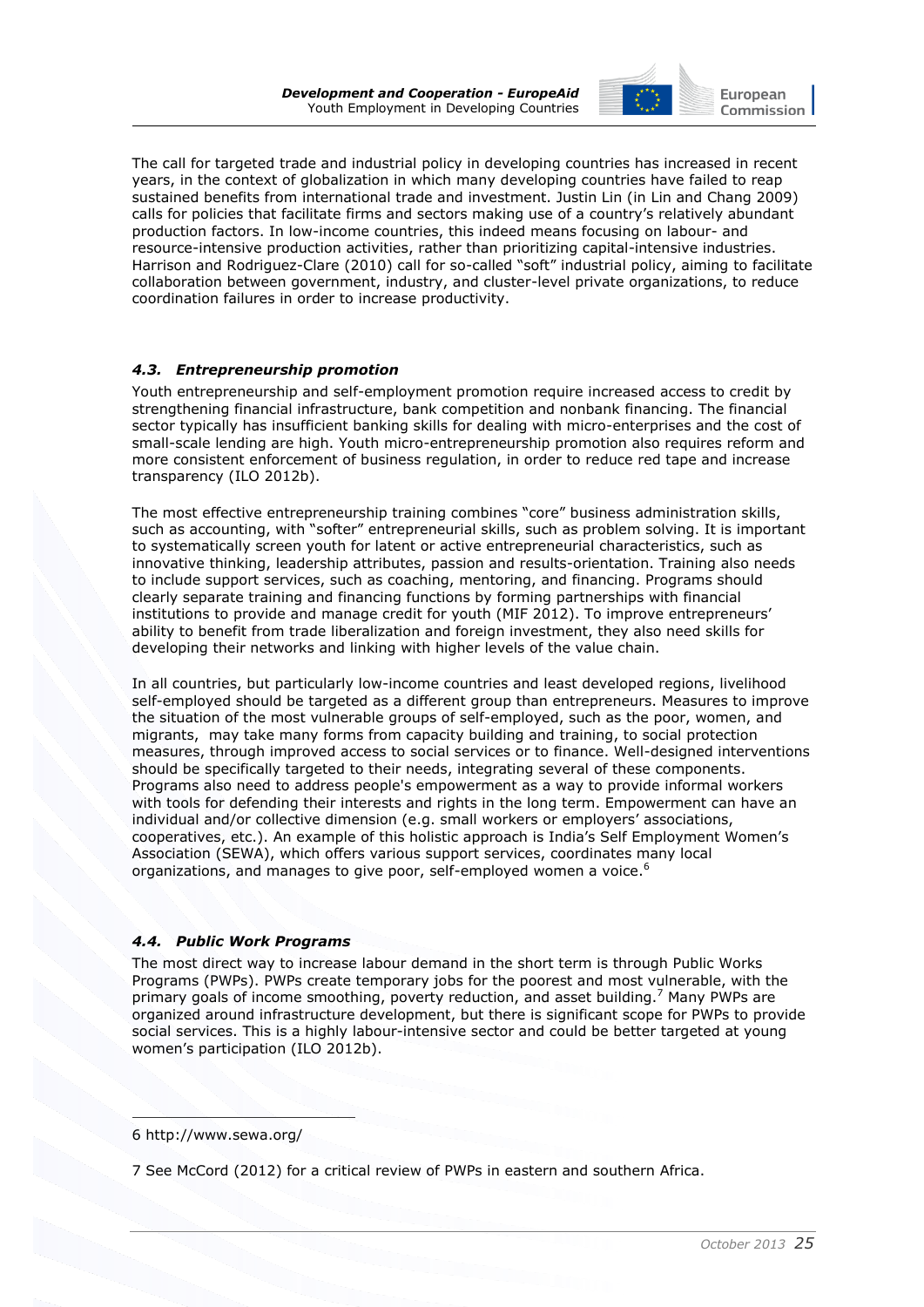The call for targeted trade and industrial policy in developing countries has increased in recent years, in the context of globalization in which many developing countries have failed to reap sustained benefits from international trade and investment. Justin Lin (in Lin and Chang 2009) calls for policies that facilitate firms and sectors making use of a country's relatively abundant production factors. In low-income countries, this indeed means focusing on labour- and resource-intensive production activities, rather than prioritizing capital-intensive industries. Harrison and Rodriguez-Clare (2010) call for so-called "soft" industrial policy, aiming to facilitate collaboration between government, industry, and cluster-level private organizations, to reduce coordination failures in order to increase productivity.

### *4.3. Entrepreneurship promotion*

Youth entrepreneurship and self-employment promotion require increased access to credit by strengthening financial infrastructure, bank competition and nonbank financing. The financial sector typically has insufficient banking skills for dealing with micro-enterprises and the cost of small-scale lending are high. Youth micro-entrepreneurship promotion also requires reform and more consistent enforcement of business regulation, in order to reduce red tape and increase transparency (ILO 2012b).

The most effective entrepreneurship training combines "core" business administration skills, such as accounting, with "softer" entrepreneurial skills, such as problem solving. It is important to systematically screen youth for latent or active entrepreneurial characteristics, such as innovative thinking, leadership attributes, passion and results-orientation. Training also needs to include support services, such as coaching, mentoring, and financing. Programs should clearly separate training and financing functions by forming partnerships with financial institutions to provide and manage credit for youth (MIF 2012). To improve entrepreneurs' ability to benefit from trade liberalization and foreign investment, they also need skills for developing their networks and linking with higher levels of the value chain.

In all countries, but particularly low-income countries and least developed regions, livelihood self-employed should be targeted as a different group than entrepreneurs. Measures to improve the situation of the most vulnerable groups of self-employed, such as the poor, women, and migrants, may take many forms from capacity building and training, to social protection measures, through improved access to social services or to finance. Well-designed interventions should be specifically targeted to their needs, integrating several of these components. Programs also need to address people's empowerment as a way to provide informal workers with tools for defending their interests and rights in the long term. Empowerment can have an individual and/or collective dimension (e.g. small workers or employers' associations, cooperatives, etc.). An example of this holistic approach is India's Self Employment Women's Association (SEWA), which offers various support services, coordinates many local organizations, and manages to give poor, self-employed women a voice.[6]

### *4.4. Public Work Programs*

The most direct way to increase labour demand in the short term is through Public Works Programs (PWPs). PWPs create temporary jobs for the poorest and most vulnerable, with the primary goals of income smoothing, poverty reduction, and asset building.[7] Many PWPs are organized around infrastructure development, but there is significant scope for PWPs to provide social services. This is a highly labour-intensive sector and could be better targeted at young women's participation (ILO 2012b).

---

6 http://www.sewa.org/

7 See McCord (2012) for a critical review of PWPs in eastern and southern Africa.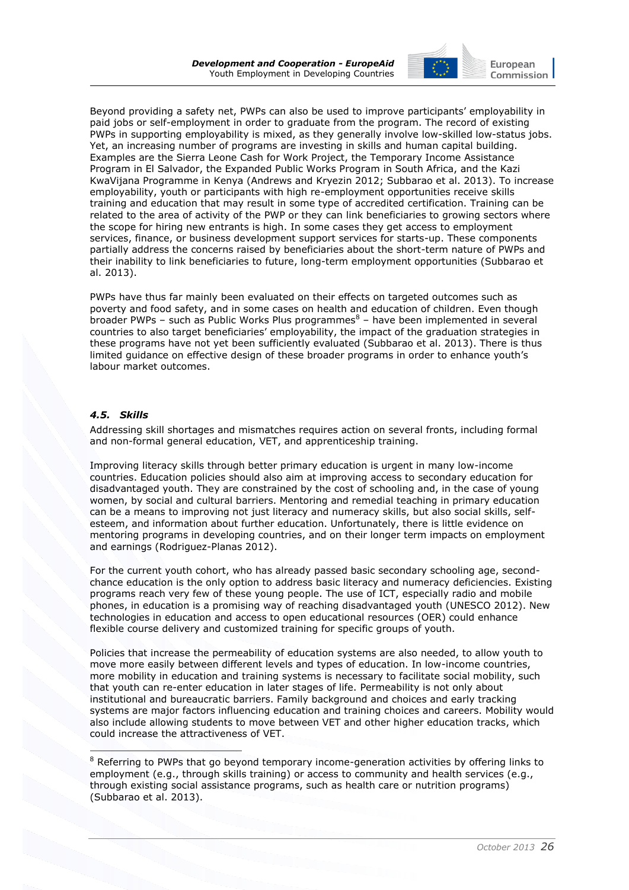Beyond providing a safety net, PWPs can also be used to improve participants' employability in paid jobs or self-employment in order to graduate from the program. The record of existing PWPs in supporting employability is mixed, as they generally involve low-skilled low-status jobs. Yet, an increasing number of programs are investing in skills and human capital building. Examples are the Sierra Leone Cash for Work Project, the Temporary Income Assistance Program in El Salvador, the Expanded Public Works Program in South Africa, and the Kazi KwaVijana Programme in Kenya (Andrews and Kryezin 2012; Subbarao et al. 2013). To increase employability, youth or participants with high re-employment opportunities receive skills training and education that may result in some type of accredited certification. Training can be related to the area of activity of the PWP or they can link beneficiaries to growing sectors where the scope for hiring new entrants is high. In some cases they get access to employment services, finance, or business development support services for starts-up. These components partially address the concerns raised by beneficiaries about the short-term nature of PWPs and their inability to link beneficiaries to future, long-term employment opportunities (Subbarao et al. 2013).

PWPs have thus far mainly been evaluated on their effects on targeted outcomes such as poverty and food safety, and in some cases on health and education of children. Even though broader PWPs – such as Public Works Plus programmes[8] – have been implemented in several countries to also target beneficiaries' employability, the impact of the graduation strategies in these programs have not yet been sufficiently evaluated (Subbarao et al. 2013). There is thus limited guidance on effective design of these broader programs in order to enhance youth's labour market outcomes.

### *4.5. Skills*

Addressing skill shortages and mismatches requires action on several fronts, including formal and non-formal general education, VET, and apprenticeship training.

Improving literacy skills through better primary education is urgent in many low-income countries. Education policies should also aim at improving access to secondary education for disadvantaged youth. They are constrained by the cost of schooling and, in the case of young women, by social and cultural barriers. Mentoring and remedial teaching in primary education can be a means to improving not just literacy and numeracy skills, but also social skills, self-esteem, and information about further education. Unfortunately, there is little evidence on mentoring programs in developing countries, and on their longer term impacts on employment and earnings (Rodriguez-Planas 2012).

For the current youth cohort, who has already passed basic secondary schooling age, second-chance education is the only option to address basic literacy and numeracy deficiencies. Existing programs reach very few of these young people. The use of ICT, especially radio and mobile phones, in education is a promising way of reaching disadvantaged youth (UNESCO 2012). New technologies in education and access to open educational resources (OER) could enhance flexible course delivery and customized training for specific groups of youth.

Policies that increase the permeability of education systems are also needed, to allow youth to move more easily between different levels and types of education. In low-income countries, more mobility in education and training systems is necessary to facilitate social mobility, such that youth can re-enter education in later stages of life. Permeability is not only about institutional and bureaucratic barriers. Family background and choices and early tracking systems are major factors influencing education and training choices and careers. Mobility would also include allowing students to move between VET and other higher education tracks, which could increase the attractiveness of VET.

[8] Referring to PWPs that go beyond temporary income-generation activities by offering links to employment (e.g., through skills training) or access to community and health services (e.g., through existing social assistance programs, such as health care or nutrition programs) (Subbarao et al. 2013).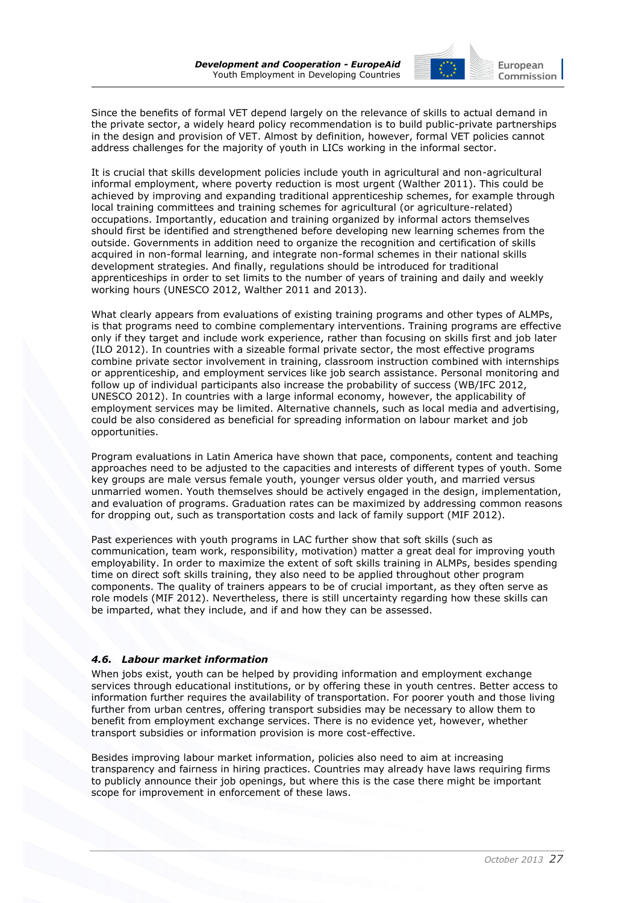Since the benefits of formal VET depend largely on the relevance of skills to actual demand in the private sector, a widely heard policy recommendation is to build public-private partnerships in the design and provision of VET. Almost by definition, however, formal VET policies cannot address challenges for the majority of youth in LICs working in the informal sector.

It is crucial that skills development policies include youth in agricultural and non-agricultural informal employment, where poverty reduction is most urgent (Walther 2011). This could be achieved by improving and expanding traditional apprenticeship schemes, for example through local training committees and training schemes for agricultural (or agriculture-related) occupations. Importantly, education and training organized by informal actors themselves should first be identified and strengthened before developing new learning schemes from the outside. Governments in addition need to organize the recognition and certification of skills acquired in non-formal learning, and integrate non-formal schemes in their national skills development strategies. And finally, regulations should be introduced for traditional apprenticeships in order to set limits to the number of years of training and daily and weekly working hours (UNESCO 2012, Walther 2011 and 2013).

What clearly appears from evaluations of existing training programs and other types of ALMPs, is that programs need to combine complementary interventions. Training programs are effective only if they target and include work experience, rather than focusing on skills first and job later (ILO 2012). In countries with a sizeable formal private sector, the most effective programs combine private sector involvement in training, classroom instruction combined with internships or apprenticeship, and employment services like job search assistance. Personal monitoring and follow up of individual participants also increase the probability of success (WB/IFC 2012, UNESCO 2012). In countries with a large informal economy, however, the applicability of employment services may be limited. Alternative channels, such as local media and advertising, could be also considered as beneficial for spreading information on labour market and job opportunities.

Program evaluations in Latin America have shown that pace, components, content and teaching approaches need to be adjusted to the capacities and interests of different types of youth. Some key groups are male versus female youth, younger versus older youth, and married versus unmarried women. Youth themselves should be actively engaged in the design, implementation, and evaluation of programs. Graduation rates can be maximized by addressing common reasons for dropping out, such as transportation costs and lack of family support (MIF 2012).

Past experiences with youth programs in LAC further show that soft skills (such as communication, team work, responsibility, motivation) matter a great deal for improving youth employability. In order to maximize the extent of soft skills training in ALMPs, besides spending time on direct soft skills training, they also need to be applied throughout other program components. The quality of trainers appears to be of crucial important, as they often serve as role models (MIF 2012). Nevertheless, there is still uncertainty regarding how these skills can be imparted, what they include, and if and how they can be assessed.

### *4.6. Labour market information*

When jobs exist, youth can be helped by providing information and employment exchange services through educational institutions, or by offering these in youth centres. Better access to information further requires the availability of transportation. For poorer youth and those living further from urban centres, offering transport subsidies may be necessary to allow them to benefit from employment exchange services. There is no evidence yet, however, whether transport subsidies or information provision is more cost-effective.

Besides improving labour market information, policies also need to aim at increasing transparency and fairness in hiring practices. Countries may already have laws requiring firms to publicly announce their job openings, but where this is the case there might be important scope for improvement in enforcement of these laws.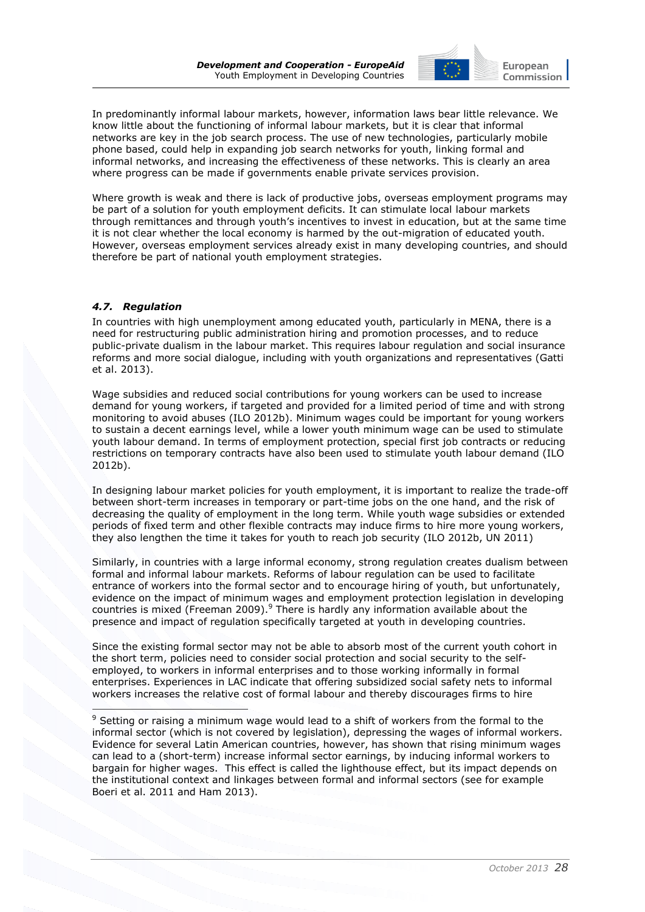In predominantly informal labour markets, however, information laws bear little relevance. We know little about the functioning of informal labour markets, but it is clear that informal networks are key in the job search process. The use of new technologies, particularly mobile phone based, could help in expanding job search networks for youth, linking formal and informal networks, and increasing the effectiveness of these networks. This is clearly an area where progress can be made if governments enable private services provision.

Where growth is weak and there is lack of productive jobs, overseas employment programs may be part of a solution for youth employment deficits. It can stimulate local labour markets through remittances and through youth's incentives to invest in education, but at the same time it is not clear whether the local economy is harmed by the out-migration of educated youth. However, overseas employment services already exist in many developing countries, and should therefore be part of national youth employment strategies.

### *4.7. Regulation*

In countries with high unemployment among educated youth, particularly in MENA, there is a need for restructuring public administration hiring and promotion processes, and to reduce public-private dualism in the labour market. This requires labour regulation and social insurance reforms and more social dialogue, including with youth organizations and representatives (Gatti et al. 2013).

Wage subsidies and reduced social contributions for young workers can be used to increase demand for young workers, if targeted and provided for a limited period of time and with strong monitoring to avoid abuses (ILO 2012b). Minimum wages could be important for young workers to sustain a decent earnings level, while a lower youth minimum wage can be used to stimulate youth labour demand. In terms of employment protection, special first job contracts or reducing restrictions on temporary contracts have also been used to stimulate youth labour demand (ILO 2012b).

In designing labour market policies for youth employment, it is important to realize the trade-off between short-term increases in temporary or part-time jobs on the one hand, and the risk of decreasing the quality of employment in the long term. While youth wage subsidies or extended periods of fixed term and other flexible contracts may induce firms to hire more young workers, they also lengthen the time it takes for youth to reach job security (ILO 2012b, UN 2011)

Similarly, in countries with a large informal economy, strong regulation creates dualism between formal and informal labour markets. Reforms of labour regulation can be used to facilitate entrance of workers into the formal sector and to encourage hiring of youth, but unfortunately, evidence on the impact of minimum wages and employment protection legislation in developing countries is mixed (Freeman 2009).[9] There is hardly any information available about the presence and impact of regulation specifically targeted at youth in developing countries.

Since the existing formal sector may not be able to absorb most of the current youth cohort in the short term, policies need to consider social protection and social security to the self-employed, to workers in informal enterprises and to those working informally in formal enterprises. Experiences in LAC indicate that offering subsidized social safety nets to informal workers increases the relative cost of formal labour and thereby discourages firms to hire

---

[9] Setting or raising a minimum wage would lead to a shift of workers from the formal to the informal sector (which is not covered by legislation), depressing the wages of informal workers. Evidence for several Latin American countries, however, has shown that rising minimum wages can lead to a (short-term) increase informal sector earnings, by inducing informal workers to bargain for higher wages. This effect is called the lighthouse effect, but its impact depends on the institutional context and linkages between formal and informal sectors (see for example Boeri et al. 2011 and Ham 2013).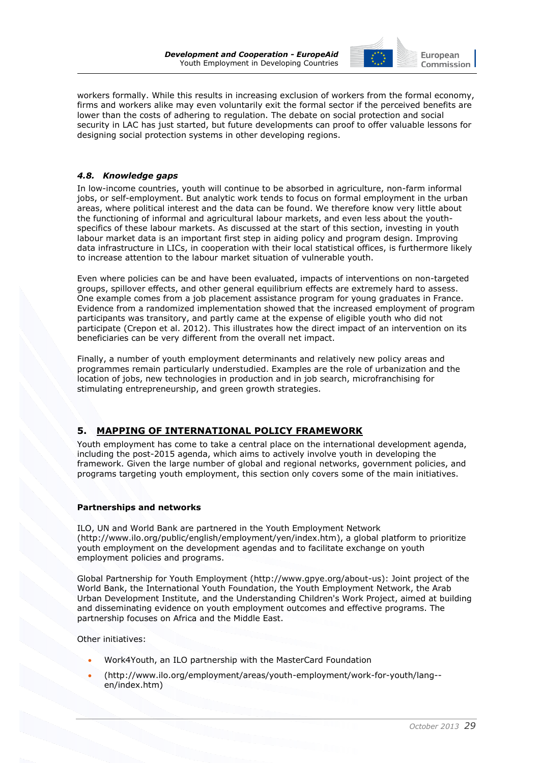workers formally. While this results in increasing exclusion of workers from the formal economy, firms and workers alike may even voluntarily exit the formal sector if the perceived benefits are lower than the costs of adhering to regulation. The debate on social protection and social security in LAC has just started, but future developments can proof to offer valuable lessons for designing social protection systems in other developing regions.

### *4.8. Knowledge gaps*

In low-income countries, youth will continue to be absorbed in agriculture, non-farm informal jobs, or self-employment. But analytic work tends to focus on formal employment in the urban areas, where political interest and the data can be found. We therefore know very little about the functioning of informal and agricultural labour markets, and even less about the youth-specifics of these labour markets. As discussed at the start of this section, investing in youth labour market data is an important first step in aiding policy and program design. Improving data infrastructure in LICs, in cooperation with their local statistical offices, is furthermore likely to increase attention to the labour market situation of vulnerable youth.

Even where policies can be and have been evaluated, impacts of interventions on non-targeted groups, spillover effects, and other general equilibrium effects are extremely hard to assess. One example comes from a job placement assistance program for young graduates in France. Evidence from a randomized implementation showed that the increased employment of program participants was transitory, and partly came at the expense of eligible youth who did not participate (Crepon et al. 2012). This illustrates how the direct impact of an intervention on its beneficiaries can be very different from the overall net impact.

Finally, a number of youth employment determinants and relatively new policy areas and programmes remain particularly understudied. Examples are the role of urbanization and the location of jobs, new technologies in production and in job search, microfranchising for stimulating entrepreneurship, and green growth strategies.

## 5. MAPPING OF INTERNATIONAL POLICY FRAMEWORK

Youth employment has come to take a central place on the international development agenda, including the post-2015 agenda, which aims to actively involve youth in developing the framework. Given the large number of global and regional networks, government policies, and programs targeting youth employment, this section only covers some of the main initiatives.

**Partnerships and networks**

ILO, UN and World Bank are partnered in the Youth Employment Network (http://www.ilo.org/public/english/employment/yen/index.htm), a global platform to prioritize youth employment on the development agendas and to facilitate exchange on youth employment policies and programs.

Global Partnership for Youth Employment (http://www.gpye.org/about-us): Joint project of the World Bank, the International Youth Foundation, the Youth Employment Network, the Arab Urban Development Institute, and the Understanding Children's Work Project, aimed at building and disseminating evidence on youth employment outcomes and effective programs. The partnership focuses on Africa and the Middle East.

Other initiatives:

- Work4Youth, an ILO partnership with the MasterCard Foundation
- (http://www.ilo.org/employment/areas/youth-employment/work-for-youth/lang--en/index.htm)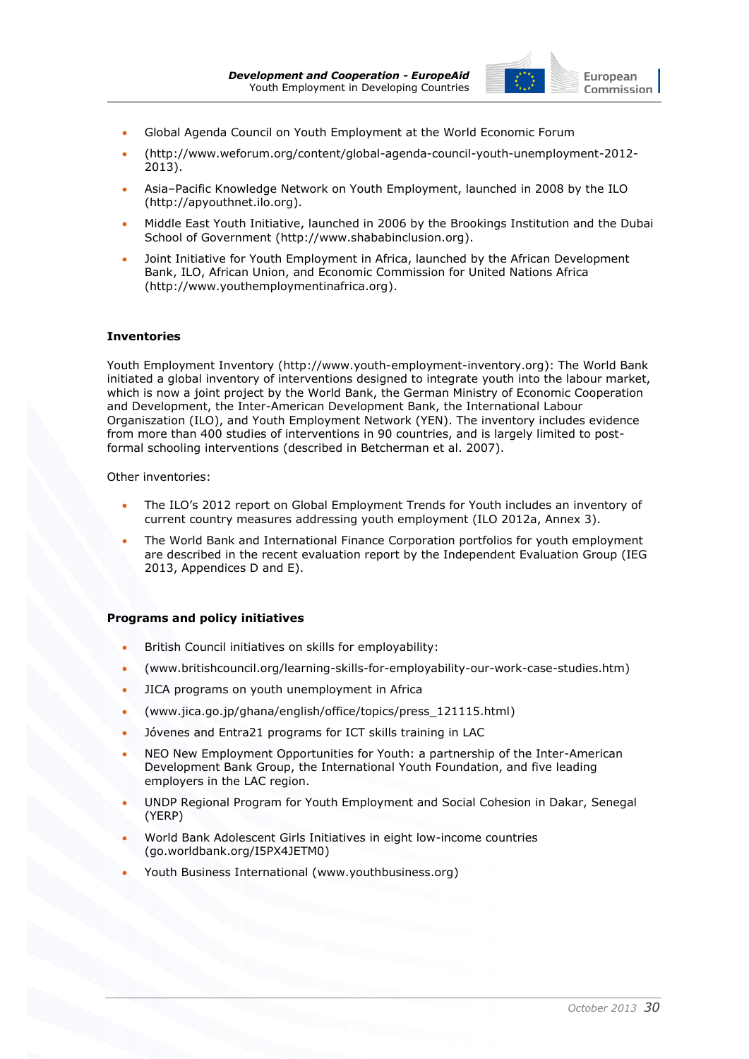- Global Agenda Council on Youth Employment at the World Economic Forum
- (http://www.weforum.org/content/global-agenda-council-youth-unemployment-2012-2013).
- Asia–Pacific Knowledge Network on Youth Employment, launched in 2008 by the ILO (http://apyouthnet.ilo.org).
- Middle East Youth Initiative, launched in 2006 by the Brookings Institution and the Dubai School of Government (http://www.shababinclusion.org).
- Joint Initiative for Youth Employment in Africa, launched by the African Development Bank, ILO, African Union, and Economic Commission for United Nations Africa (http://www.youthemploymentinafrica.org).

**Inventories**

Youth Employment Inventory (http://www.youth-employment-inventory.org): The World Bank initiated a global inventory of interventions designed to integrate youth into the labour market, which is now a joint project by the World Bank, the German Ministry of Economic Cooperation and Development, the Inter-American Development Bank, the International Labour Organiszation (ILO), and Youth Employment Network (YEN). The inventory includes evidence from more than 400 studies of interventions in 90 countries, and is largely limited to post-formal schooling interventions (described in Betcherman et al. 2007).

Other inventories:

- The ILO's 2012 report on Global Employment Trends for Youth includes an inventory of current country measures addressing youth employment (ILO 2012a, Annex 3).
- The World Bank and International Finance Corporation portfolios for youth employment are described in the recent evaluation report by the Independent Evaluation Group (IEG 2013, Appendices D and E).

**Programs and policy initiatives**

- British Council initiatives on skills for employability:
- (www.britishcouncil.org/learning-skills-for-employability-our-work-case-studies.htm)
- JICA programs on youth unemployment in Africa
- (www.jica.go.jp/ghana/english/office/topics/press_121115.html)
- Jóvenes and Entra21 programs for ICT skills training in LAC
- NEO New Employment Opportunities for Youth: a partnership of the Inter-American Development Bank Group, the International Youth Foundation, and five leading employers in the LAC region.
- UNDP Regional Program for Youth Employment and Social Cohesion in Dakar, Senegal (YERP)
- World Bank Adolescent Girls Initiatives in eight low-income countries (go.worldbank.org/I5PX4JETM0)
- Youth Business International (www.youthbusiness.org)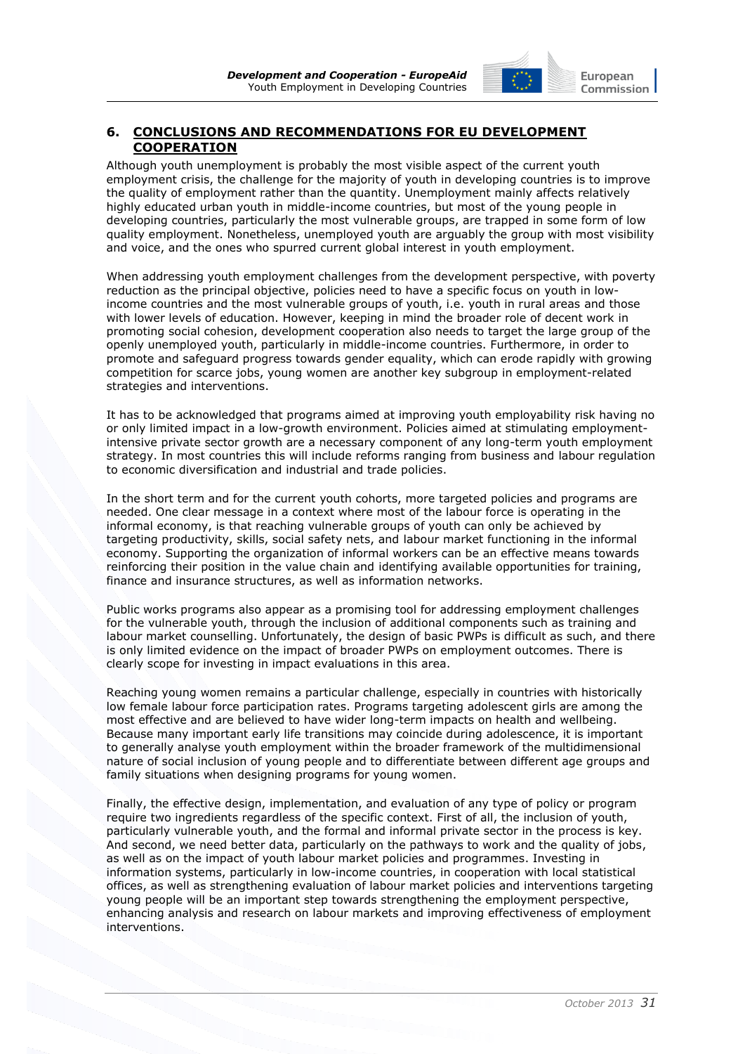## 6. CONCLUSIONS AND RECOMMENDATIONS FOR EU DEVELOPMENT COOPERATION

Although youth unemployment is probably the most visible aspect of the current youth employment crisis, the challenge for the majority of youth in developing countries is to improve the quality of employment rather than the quantity. Unemployment mainly affects relatively highly educated urban youth in middle-income countries, but most of the young people in developing countries, particularly the most vulnerable groups, are trapped in some form of low quality employment. Nonetheless, unemployed youth are arguably the group with most visibility and voice, and the ones who spurred current global interest in youth employment.

When addressing youth employment challenges from the development perspective, with poverty reduction as the principal objective, policies need to have a specific focus on youth in low-income countries and the most vulnerable groups of youth, i.e. youth in rural areas and those with lower levels of education. However, keeping in mind the broader role of decent work in promoting social cohesion, development cooperation also needs to target the large group of the openly unemployed youth, particularly in middle-income countries. Furthermore, in order to promote and safeguard progress towards gender equality, which can erode rapidly with growing competition for scarce jobs, young women are another key subgroup in employment-related strategies and interventions.

It has to be acknowledged that programs aimed at improving youth employability risk having no or only limited impact in a low-growth environment. Policies aimed at stimulating employment-intensive private sector growth are a necessary component of any long-term youth employment strategy. In most countries this will include reforms ranging from business and labour regulation to economic diversification and industrial and trade policies.

In the short term and for the current youth cohorts, more targeted policies and programs are needed. One clear message in a context where most of the labour force is operating in the informal economy, is that reaching vulnerable groups of youth can only be achieved by targeting productivity, skills, social safety nets, and labour market functioning in the informal economy. Supporting the organization of informal workers can be an effective means towards reinforcing their position in the value chain and identifying available opportunities for training, finance and insurance structures, as well as information networks.

Public works programs also appear as a promising tool for addressing employment challenges for the vulnerable youth, through the inclusion of additional components such as training and labour market counselling. Unfortunately, the design of basic PWPs is difficult as such, and there is only limited evidence on the impact of broader PWPs on employment outcomes. There is clearly scope for investing in impact evaluations in this area.

Reaching young women remains a particular challenge, especially in countries with historically low female labour force participation rates. Programs targeting adolescent girls are among the most effective and are believed to have wider long-term impacts on health and wellbeing. Because many important early life transitions may coincide during adolescence, it is important to generally analyse youth employment within the broader framework of the multidimensional nature of social inclusion of young people and to differentiate between different age groups and family situations when designing programs for young women.

Finally, the effective design, implementation, and evaluation of any type of policy or program require two ingredients regardless of the specific context. First of all, the inclusion of youth, particularly vulnerable youth, and the formal and informal private sector in the process is key. And second, we need better data, particularly on the pathways to work and the quality of jobs, as well as on the impact of youth labour market policies and programmes. Investing in information systems, particularly in low-income countries, in cooperation with local statistical offices, as well as strengthening evaluation of labour market policies and interventions targeting young people will be an important step towards strengthening the employment perspective, enhancing analysis and research on labour markets and improving effectiveness of employment interventions.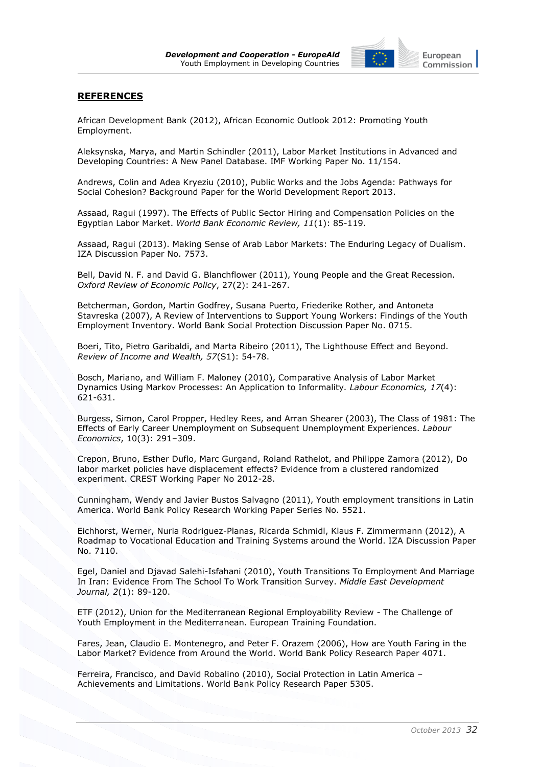## REFERENCES

African Development Bank (2012), African Economic Outlook 2012: Promoting Youth Employment.

Aleksynska, Marya, and Martin Schindler (2011), Labor Market Institutions in Advanced and Developing Countries: A New Panel Database. IMF Working Paper No. 11/154.

Andrews, Colin and Adea Kryeziu (2010), Public Works and the Jobs Agenda: Pathways for Social Cohesion? Background Paper for the World Development Report 2013.

Assaad, Ragui (1997). The Effects of Public Sector Hiring and Compensation Policies on the Egyptian Labor Market. *World Bank Economic Review, 11*(1): 85-119.

Assaad, Ragui (2013). Making Sense of Arab Labor Markets: The Enduring Legacy of Dualism. IZA Discussion Paper No. 7573.

Bell, David N. F. and David G. Blanchflower (2011), Young People and the Great Recession. *Oxford Review of Economic Policy*, 27(2): 241-267.

Betcherman, Gordon, Martin Godfrey, Susana Puerto, Friederike Rother, and Antoneta Stavreska (2007), A Review of Interventions to Support Young Workers: Findings of the Youth Employment Inventory. World Bank Social Protection Discussion Paper No. 0715.

Boeri, Tito, Pietro Garibaldi, and Marta Ribeiro (2011), The Lighthouse Effect and Beyond. *Review of Income and Wealth, 57*(S1): 54-78.

Bosch, Mariano, and William F. Maloney (2010), Comparative Analysis of Labor Market Dynamics Using Markov Processes: An Application to Informality. *Labour Economics, 17*(4): 621-631.

Burgess, Simon, Carol Propper, Hedley Rees, and Arran Shearer (2003), The Class of 1981: The Effects of Early Career Unemployment on Subsequent Unemployment Experiences. *Labour Economics*, 10(3): 291–309.

Crepon, Bruno, Esther Duflo, Marc Gurgand, Roland Rathelot, and Philippe Zamora (2012), Do labor market policies have displacement effects? Evidence from a clustered randomized experiment. CREST Working Paper No 2012-28.

Cunningham, Wendy and Javier Bustos Salvagno (2011), Youth employment transitions in Latin America. World Bank Policy Research Working Paper Series No. 5521.

Eichhorst, Werner, Nuria Rodriguez-Planas, Ricarda Schmidl, Klaus F. Zimmermann (2012), A Roadmap to Vocational Education and Training Systems around the World. IZA Discussion Paper No. 7110.

Egel, Daniel and Djavad Salehi-Isfahani (2010), Youth Transitions To Employment And Marriage In Iran: Evidence From The School To Work Transition Survey. *Middle East Development Journal, 2*(1): 89-120.

ETF (2012), Union for the Mediterranean Regional Employability Review - The Challenge of Youth Employment in the Mediterranean. European Training Foundation.

Fares, Jean, Claudio E. Montenegro, and Peter F. Orazem (2006), How are Youth Faring in the Labor Market? Evidence from Around the World. World Bank Policy Research Paper 4071.

Ferreira, Francisco, and David Robalino (2010), Social Protection in Latin America – Achievements and Limitations. World Bank Policy Research Paper 5305.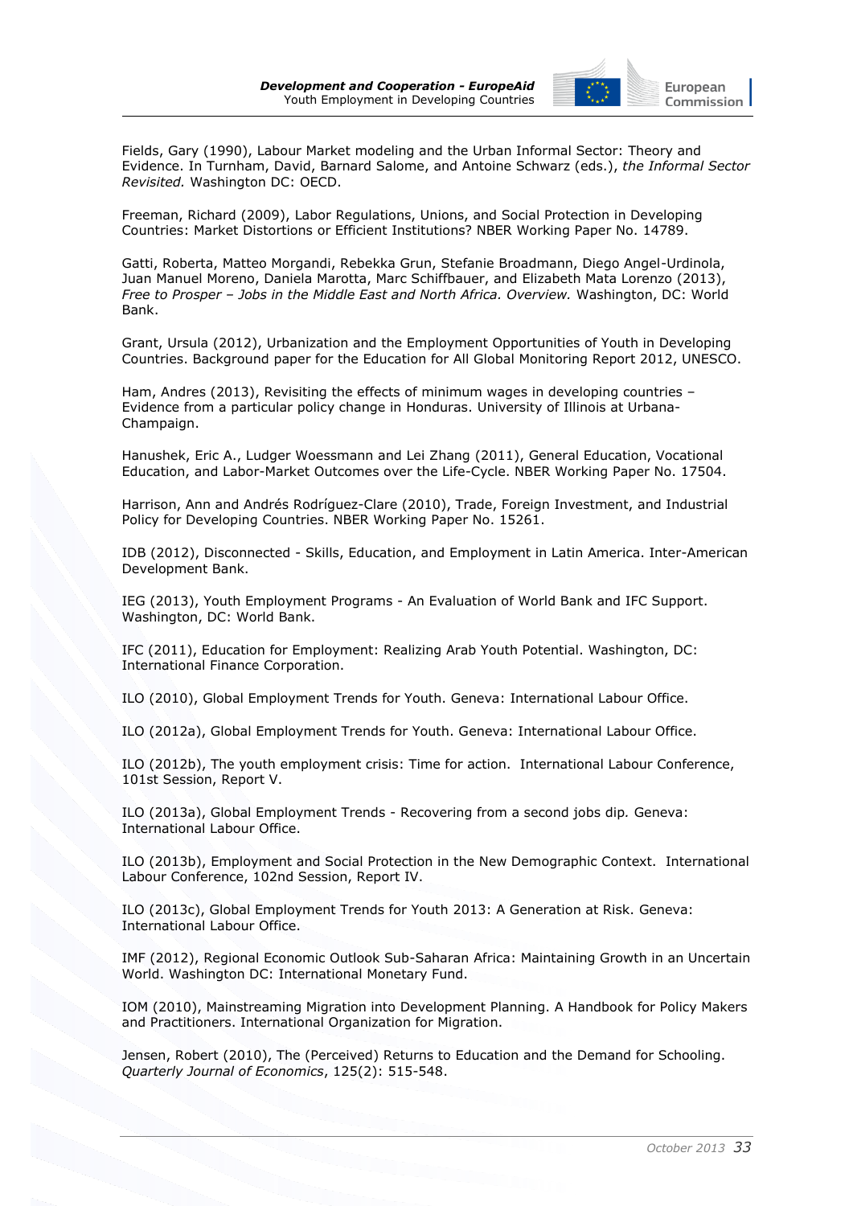Fields, Gary (1990), Labour Market modeling and the Urban Informal Sector: Theory and Evidence. In Turnham, David, Barnard Salome, and Antoine Schwarz (eds.), *the Informal Sector Revisited.* Washington DC: OECD.

Freeman, Richard (2009), Labor Regulations, Unions, and Social Protection in Developing Countries: Market Distortions or Efficient Institutions? NBER Working Paper No. 14789.

Gatti, Roberta, Matteo Morgandi, Rebekka Grun, Stefanie Broadmann, Diego Angel-Urdinola, Juan Manuel Moreno, Daniela Marotta, Marc Schiffbauer, and Elizabeth Mata Lorenzo (2013), *Free to Prosper – Jobs in the Middle East and North Africa. Overview.* Washington, DC: World Bank.

Grant, Ursula (2012), Urbanization and the Employment Opportunities of Youth in Developing Countries. Background paper for the Education for All Global Monitoring Report 2012, UNESCO.

Ham, Andres (2013), Revisiting the effects of minimum wages in developing countries – Evidence from a particular policy change in Honduras. University of Illinois at Urbana-Champaign.

Hanushek, Eric A., Ludger Woessmann and Lei Zhang (2011), General Education, Vocational Education, and Labor-Market Outcomes over the Life-Cycle. NBER Working Paper No. 17504.

Harrison, Ann and Andrés Rodríguez-Clare (2010), Trade, Foreign Investment, and Industrial Policy for Developing Countries. NBER Working Paper No. 15261.

IDB (2012), Disconnected - Skills, Education, and Employment in Latin America. Inter-American Development Bank.

IEG (2013), Youth Employment Programs - An Evaluation of World Bank and IFC Support. Washington, DC: World Bank.

IFC (2011), Education for Employment: Realizing Arab Youth Potential. Washington, DC: International Finance Corporation.

ILO (2010), Global Employment Trends for Youth. Geneva: International Labour Office.

ILO (2012a), Global Employment Trends for Youth. Geneva: International Labour Office.

ILO (2012b), The youth employment crisis: Time for action. International Labour Conference, 101st Session, Report V.

ILO (2013a), Global Employment Trends - Recovering from a second jobs dip*.* Geneva: International Labour Office.

ILO (2013b), Employment and Social Protection in the New Demographic Context. International Labour Conference, 102nd Session, Report IV.

ILO (2013c), Global Employment Trends for Youth 2013: A Generation at Risk. Geneva: International Labour Office.

IMF (2012), Regional Economic Outlook Sub-Saharan Africa: Maintaining Growth in an Uncertain World. Washington DC: International Monetary Fund.

IOM (2010), Mainstreaming Migration into Development Planning. A Handbook for Policy Makers and Practitioners. International Organization for Migration.

Jensen, Robert (2010), The (Perceived) Returns to Education and the Demand for Schooling. *Quarterly Journal of Economics*, 125(2): 515-548.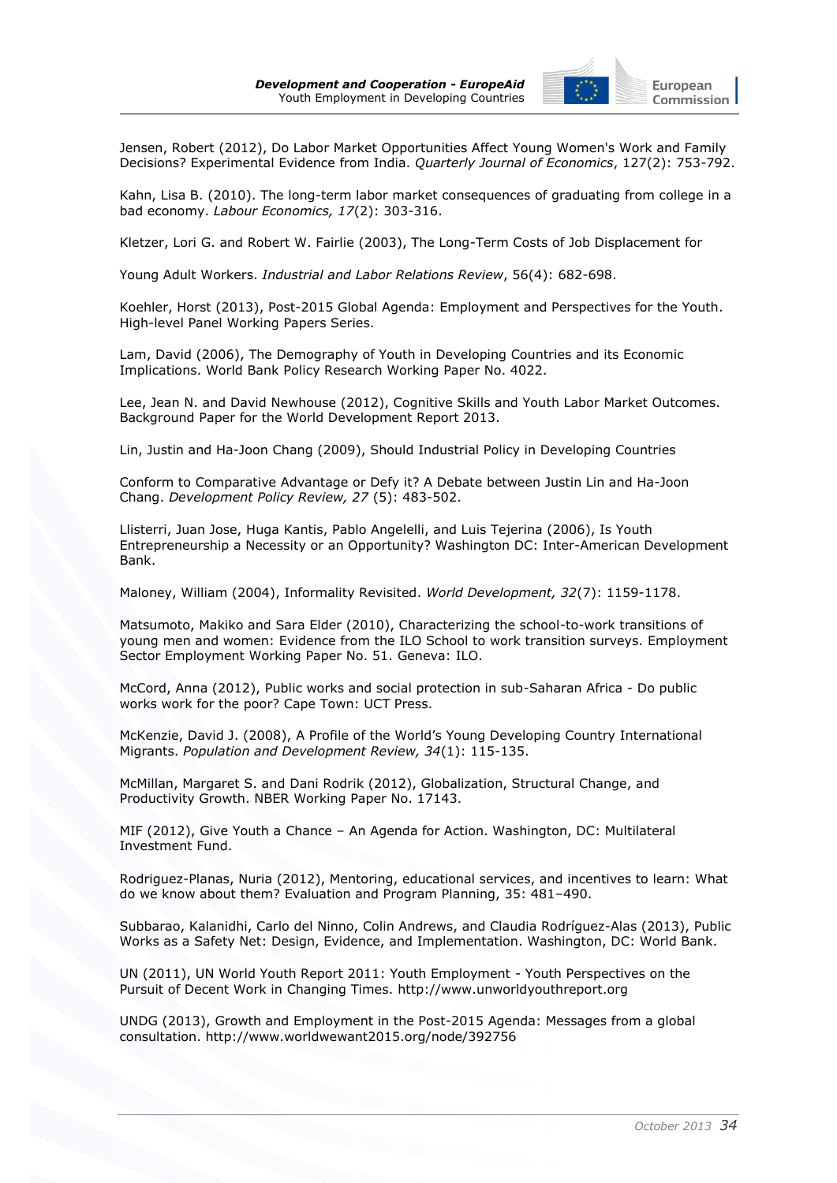Jensen, Robert (2012), Do Labor Market Opportunities Affect Young Women's Work and Family Decisions? Experimental Evidence from India. *Quarterly Journal of Economics*, 127(2): 753-792.

Kahn, Lisa B. (2010). The long-term labor market consequences of graduating from college in a bad economy. *Labour Economics, 17*(2): 303-316.

Kletzer, Lori G. and Robert W. Fairlie (2003), The Long-Term Costs of Job Displacement for

Young Adult Workers. *Industrial and Labor Relations Review*, 56(4): 682-698.

Koehler, Horst (2013), Post-2015 Global Agenda: Employment and Perspectives for the Youth. High-level Panel Working Papers Series.

Lam, David (2006), The Demography of Youth in Developing Countries and its Economic Implications. World Bank Policy Research Working Paper No. 4022.

Lee, Jean N. and David Newhouse (2012), Cognitive Skills and Youth Labor Market Outcomes. Background Paper for the World Development Report 2013.

Lin, Justin and Ha-Joon Chang (2009), Should Industrial Policy in Developing Countries

Conform to Comparative Advantage or Defy it? A Debate between Justin Lin and Ha-Joon Chang. *Development Policy Review, 27* (5): 483-502.

Llisterri, Juan Jose, Huga Kantis, Pablo Angelelli, and Luis Tejerina (2006), Is Youth Entrepreneurship a Necessity or an Opportunity? Washington DC: Inter-American Development Bank.

Maloney, William (2004), Informality Revisited. *World Development, 32*(7): 1159-1178.

Matsumoto, Makiko and Sara Elder (2010), Characterizing the school-to-work transitions of young men and women: Evidence from the ILO School to work transition surveys. Employment Sector Employment Working Paper No. 51. Geneva: ILO.

McCord, Anna (2012), Public works and social protection in sub-Saharan Africa - Do public works work for the poor? Cape Town: UCT Press.

McKenzie, David J. (2008), A Profile of the World's Young Developing Country International Migrants. *Population and Development Review, 34*(1): 115-135.

McMillan, Margaret S. and Dani Rodrik (2012), Globalization, Structural Change, and Productivity Growth. NBER Working Paper No. 17143.

MIF (2012), Give Youth a Chance – An Agenda for Action. Washington, DC: Multilateral Investment Fund.

Rodriguez-Planas, Nuria (2012), Mentoring, educational services, and incentives to learn: What do we know about them? Evaluation and Program Planning, 35: 481–490.

Subbarao, Kalanidhi, Carlo del Ninno, Colin Andrews, and Claudia Rodríguez-Alas (2013), Public Works as a Safety Net: Design, Evidence, and Implementation. Washington, DC: World Bank.

UN (2011), UN World Youth Report 2011: Youth Employment - Youth Perspectives on the Pursuit of Decent Work in Changing Times. http://www.unworldyouthreport.org

UNDG (2013), Growth and Employment in the Post-2015 Agenda: Messages from a global consultation. http://www.worldwewant2015.org/node/392756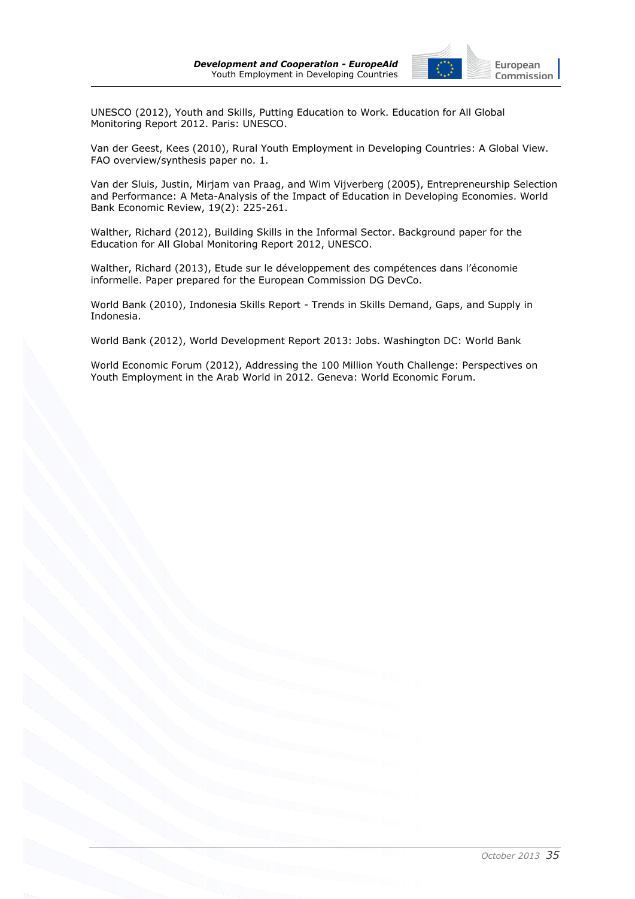UNESCO (2012), Youth and Skills, Putting Education to Work. Education for All Global Monitoring Report 2012. Paris: UNESCO.

Van der Geest, Kees (2010), Rural Youth Employment in Developing Countries: A Global View. FAO overview/synthesis paper no. 1.

Van der Sluis, Justin, Mirjam van Praag, and Wim Vijverberg (2005), Entrepreneurship Selection and Performance: A Meta-Analysis of the Impact of Education in Developing Economies. World Bank Economic Review, 19(2): 225-261.

Walther, Richard (2012), Building Skills in the Informal Sector. Background paper for the Education for All Global Monitoring Report 2012, UNESCO.

Walther, Richard (2013), Etude sur le développement des compétences dans l'économie informelle. Paper prepared for the European Commission DG DevCo.

World Bank (2010), Indonesia Skills Report - Trends in Skills Demand, Gaps, and Supply in Indonesia.

World Bank (2012), World Development Report 2013: Jobs. Washington DC: World Bank

World Economic Forum (2012), Addressing the 100 Million Youth Challenge: Perspectives on Youth Employment in the Arab World in 2012. Geneva: World Economic Forum.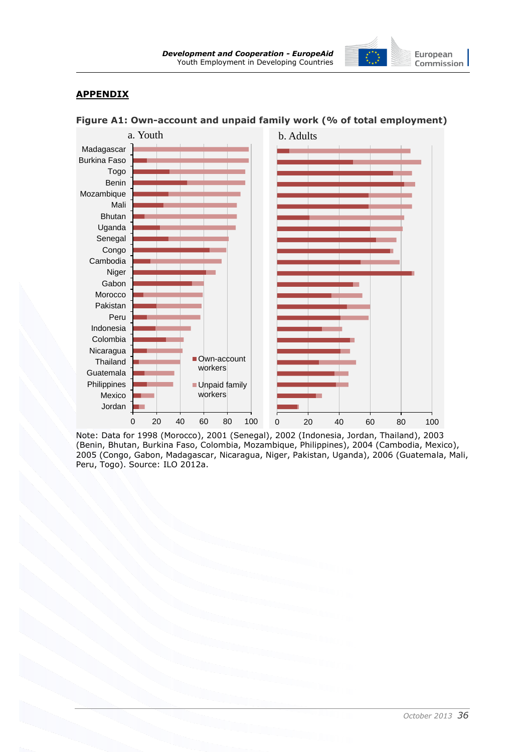## APPENDIX

**Figure A1: Own-account and unpaid family work (% of total employment)**

a. Youth

b. Adults

Madagascar
Burkina Faso
Togo
Benin
Mozambique
Mali
Bhutan
Uganda
Senegal
Congo
Cambodia
Niger
Gabon
Morocco
Pakistan
Peru
Indonesia
Colombia
Nicaragua
Thailand
Guatemala
Philippines
Mexico
Jordan

0 20 40 60 80 100

Own-account workers

Unpaid family workers

Note: Data for 1998 (Morocco), 2001 (Senegal), 2002 (Indonesia, Jordan, Thailand), 2003 (Benin, Bhutan, Burkina Faso, Colombia, Mozambique, Philippines), 2004 (Cambodia, Mexico), 2005 (Congo, Gabon, Madagascar, Nicaragua, Niger, Pakistan, Uganda), 2006 (Guatemala, Mali, Peru, Togo). Source: ILO 2012a.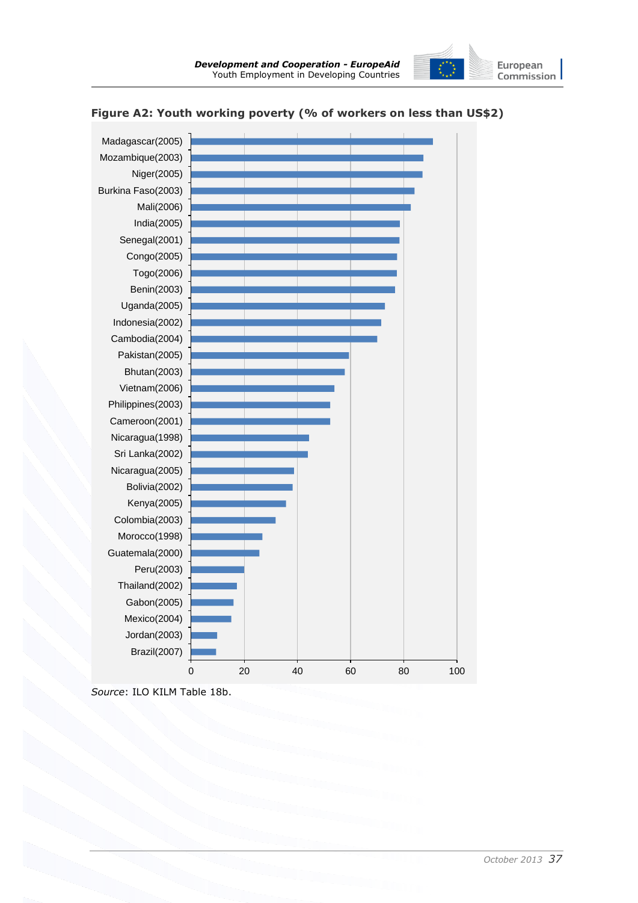**Figure A2: Youth working poverty (% of workers on less than US$2)**

Madagascar(2005)
Mozambique(2003)
Niger(2005)
Burkina Faso(2003)
Mali(2006)
India(2005)
Senegal(2001)
Congo(2005)
Togo(2006)
Benin(2003)
Uganda(2005)
Indonesia(2002)
Cambodia(2004)
Pakistan(2005)
Bhutan(2003)
Vietnam(2006)
Philippines(2003)
Cameroon(2001)
Nicaragua(1998)
Sri Lanka(2002)
Nicaragua(2005)
Bolivia(2002)
Kenya(2005)
Colombia(2003)
Morocco(1998)
Guatemala(2000)
Peru(2003)
Thailand(2002)
Gabon(2005)
Mexico(2004)
Jordan(2003)
Brazil(2007)

0 20 40 60 80 100

*Source*: ILO KILM Table 18b.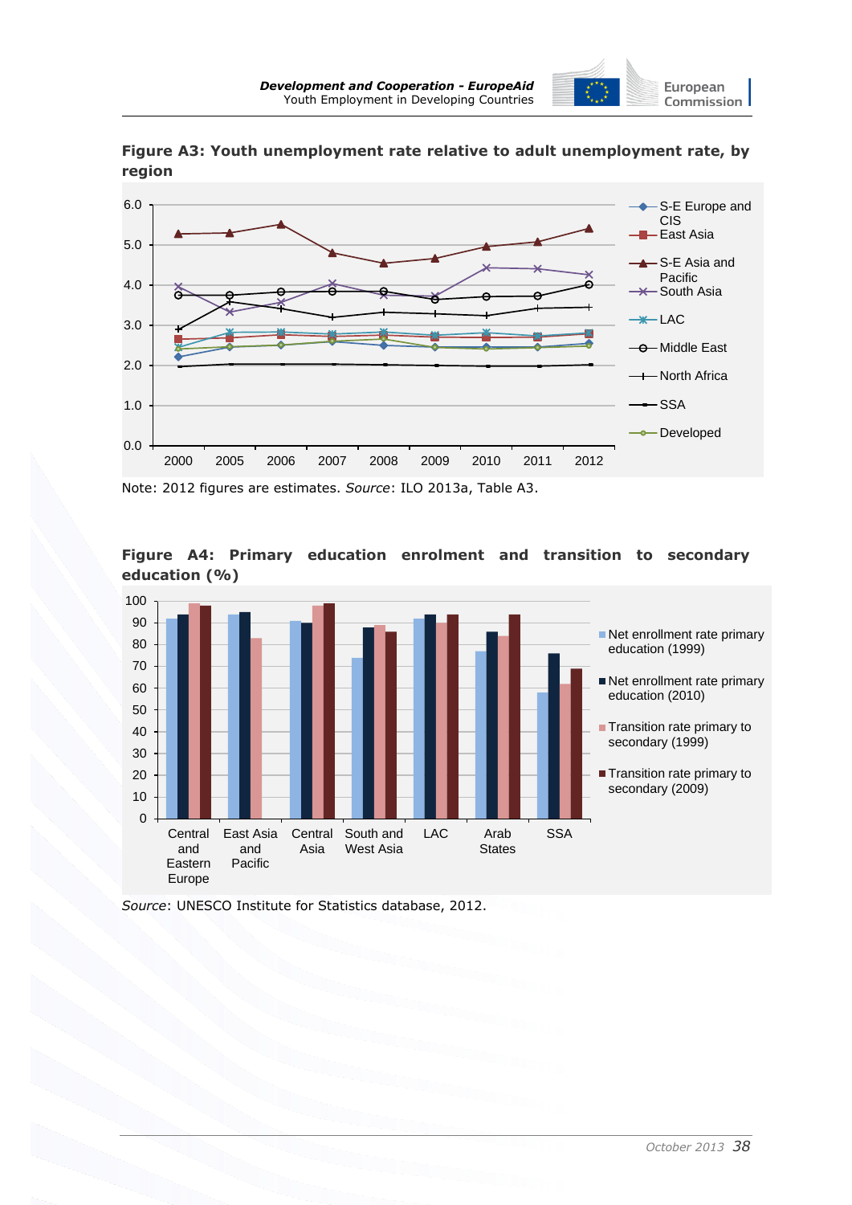**Figure A3: Youth unemployment rate relative to adult unemployment rate, by region**

6.0
5.0
4.0
3.0
2.0
1.0
0.0

2000 2005 2006 2007 2008 2009 2010 2011 2012

S-E Europe and CIS
East Asia
S-E Asia and Pacific
South Asia
LAC
Middle East
North Africa
SSA
Developed

Note: 2012 figures are estimates. *Source*: ILO 2013a, Table A3.

**Figure A4: Primary education enrolment and transition to secondary education (%)**

100
90
80
70
60
50
40
30
20
10
0

Central and Eastern Europe
East Asia and Pacific
Central Asia
South and West Asia
LAC
Arab States
SSA

Net enrollment rate primary education (1999)
Net enrollment rate primary education (2010)
Transition rate primary to secondary (1999)
Transition rate primary to secondary (2009)

*Source*: UNESCO Institute for Statistics database, 2012.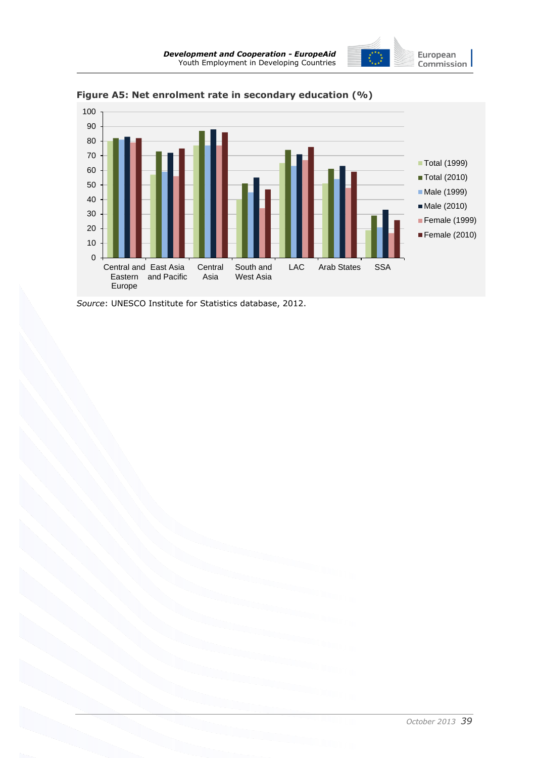**Figure A5: Net enrolment rate in secondary education (%)**

100
90
80
70
60
50
40
30
20
10
0

Central and Eastern Europe
East Asia and Pacific
Central Asia
South and West Asia
LAC
Arab States
SSA

Total (1999)
Total (2010)
Male (1999)
Male (2010)
Female (1999)
Female (2010)

*Source*: UNESCO Institute for Statistics database, 2012.